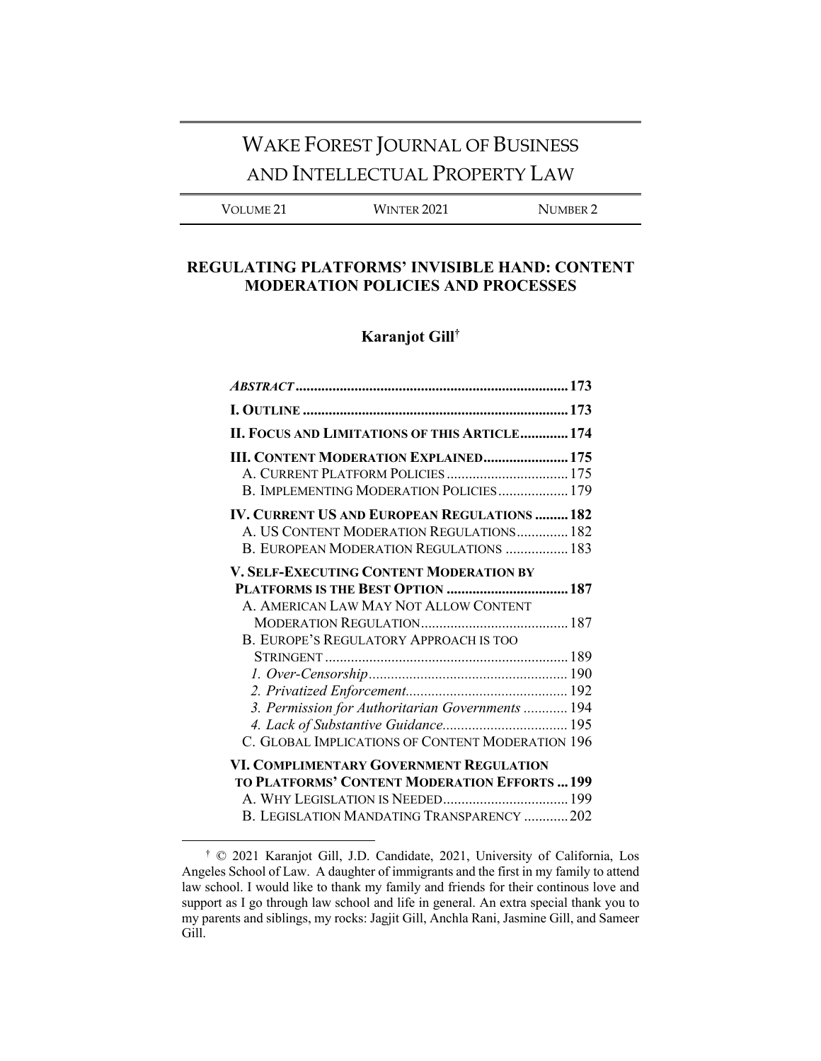# WAKE FOREST JOURNAL OF BUSINESS AND INTELLECTUAL PROPERTY LAW

VOLUME 21 | WINTER 2021 | NUMBER 2

## REGULATING PLATFORMS' INVISIBLE HAND: CONTENT MODERATION POLICIES AND PROCESSES

**Karanjot Gill†**

| | |
|---|---|
| ***ABSTRACT*** | **173** |
| **I. OUTLINE** | **173** |
| **II. FOCUS AND LIMITATIONS OF THIS ARTICLE** | **174** |
| **III. CONTENT MODERATION EXPLAINED** | **175** |
| A. CURRENT PLATFORM POLICIES | 175 |
| B. IMPLEMENTING MODERATION POLICIES | 179 |
| **IV. CURRENT US AND EUROPEAN REGULATIONS** | **182** |
| A. US CONTENT MODERATION REGULATIONS | 182 |
| B. EUROPEAN MODERATION REGULATIONS | 183 |
| **V. SELF-EXECUTING CONTENT MODERATION BY PLATFORMS IS THE BEST OPTION** | **187** |
| A. AMERICAN LAW MAY NOT ALLOW CONTENT MODERATION REGULATION | 187 |
| B. EUROPE'S REGULATORY APPROACH IS TOO STRINGENT | 189 |
| *1. Over-Censorship* | 190 |
| *2. Privatized Enforcement* | 192 |
| *3. Permission for Authoritarian Governments* | 194 |
| *4. Lack of Substantive Guidance* | 195 |
| C. GLOBAL IMPLICATIONS OF CONTENT MODERATION | 196 |
| **VI. COMPLIMENTARY GOVERNMENT REGULATION TO PLATFORMS' CONTENT MODERATION EFFORTS** | **199** |
| A. WHY LEGISLATION IS NEEDED | 199 |
| B. LEGISLATION MANDATING TRANSPARENCY | 202 |

† © 2021 Karanjot Gill, J.D. Candidate, 2021, University of California, Los Angeles School of Law. A daughter of immigrants and the first in my family to attend law school. I would like to thank my family and friends for their continous love and support as I go through law school and life in general. An extra special thank you to my parents and siblings, my rocks: Jagjit Gill, Anchla Rani, Jasmine Gill, and Sameer Gill.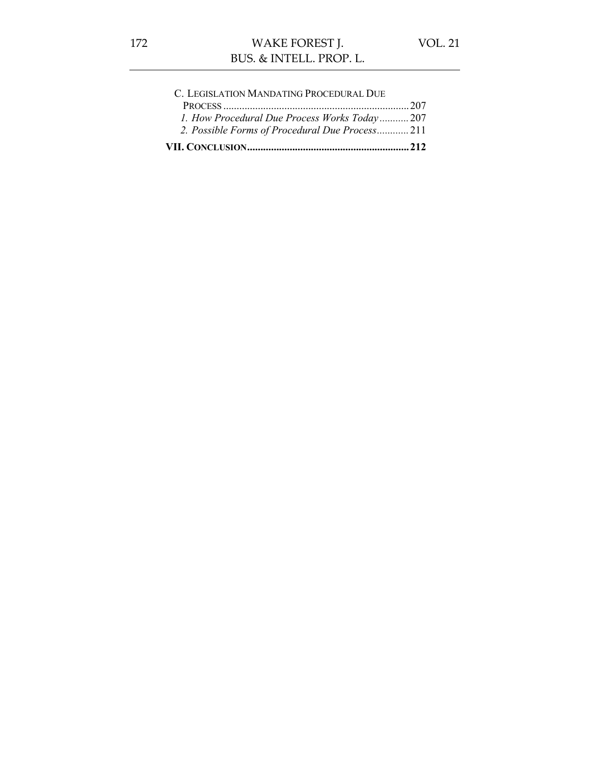C. LEGISLATION MANDATING PROCEDURAL DUE PROCESS ...................................................................... 207

*1. How Procedural Due Process Works Today* ........... 207

*2. Possible Forms of Procedural Due Process* ............ 211

**VII. CONCLUSION ............................................................. 212**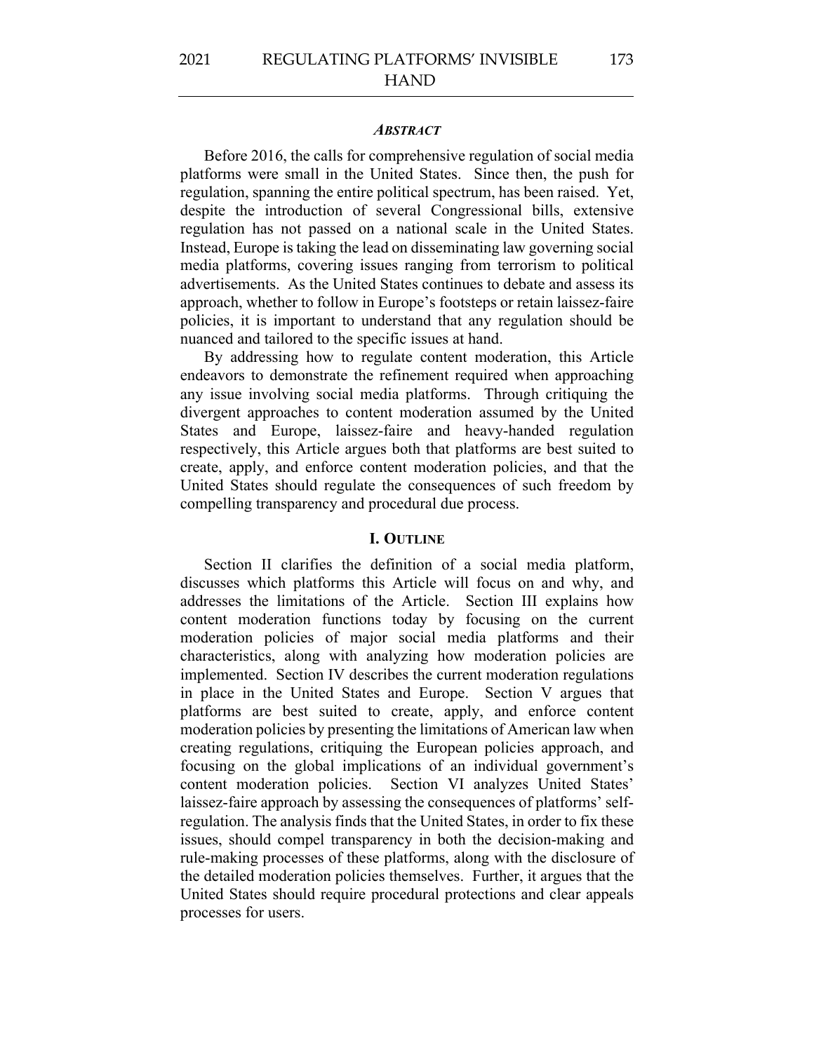## *ABSTRACT*

Before 2016, the calls for comprehensive regulation of social media platforms were small in the United States. Since then, the push for regulation, spanning the entire political spectrum, has been raised. Yet, despite the introduction of several Congressional bills, extensive regulation has not passed on a national scale in the United States. Instead, Europe is taking the lead on disseminating law governing social media platforms, covering issues ranging from terrorism to political advertisements. As the United States continues to debate and assess its approach, whether to follow in Europe's footsteps or retain laissez-faire policies, it is important to understand that any regulation should be nuanced and tailored to the specific issues at hand.

By addressing how to regulate content moderation, this Article endeavors to demonstrate the refinement required when approaching any issue involving social media platforms. Through critiquing the divergent approaches to content moderation assumed by the United States and Europe, laissez-faire and heavy-handed regulation respectively, this Article argues both that platforms are best suited to create, apply, and enforce content moderation policies, and that the United States should regulate the consequences of such freedom by compelling transparency and procedural due process.

## I. OUTLINE

Section II clarifies the definition of a social media platform, discusses which platforms this Article will focus on and why, and addresses the limitations of the Article. Section III explains how content moderation functions today by focusing on the current moderation policies of major social media platforms and their characteristics, along with analyzing how moderation policies are implemented. Section IV describes the current moderation regulations in place in the United States and Europe. Section V argues that platforms are best suited to create, apply, and enforce content moderation policies by presenting the limitations of American law when creating regulations, critiquing the European policies approach, and focusing on the global implications of an individual government's content moderation policies. Section VI analyzes United States' laissez-faire approach by assessing the consequences of platforms' self-regulation. The analysis finds that the United States, in order to fix these issues, should compel transparency in both the decision-making and rule-making processes of these platforms, along with the disclosure of the detailed moderation policies themselves. Further, it argues that the United States should require procedural protections and clear appeals processes for users.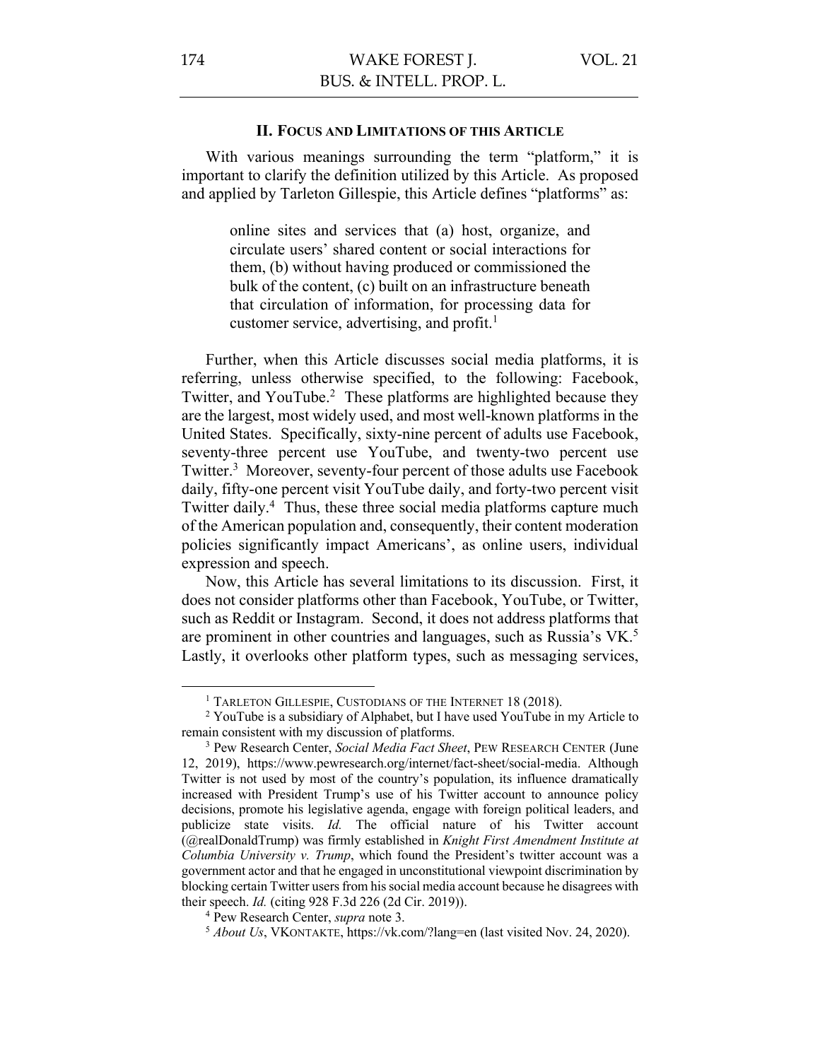## II. Focus and Limitations of this Article

With various meanings surrounding the term "platform," it is important to clarify the definition utilized by this Article. As proposed and applied by Tarleton Gillespie, this Article defines "platforms" as:

> online sites and services that (a) host, organize, and circulate users' shared content or social interactions for them, (b) without having produced or commissioned the bulk of the content, (c) built on an infrastructure beneath that circulation of information, for processing data for customer service, advertising, and profit.[1]

Further, when this Article discusses social media platforms, it is referring, unless otherwise specified, to the following: Facebook, Twitter, and YouTube.[2] These platforms are highlighted because they are the largest, most widely used, and most well-known platforms in the United States. Specifically, sixty-nine percent of adults use Facebook, seventy-three percent use YouTube, and twenty-two percent use Twitter.[3] Moreover, seventy-four percent of those adults use Facebook daily, fifty-one percent visit YouTube daily, and forty-two percent visit Twitter daily.[4] Thus, these three social media platforms capture much of the American population and, consequently, their content moderation policies significantly impact Americans', as online users, individual expression and speech.

Now, this Article has several limitations to its discussion. First, it does not consider platforms other than Facebook, YouTube, or Twitter, such as Reddit or Instagram. Second, it does not address platforms that are prominent in other countries and languages, such as Russia's VK.[5] Lastly, it overlooks other platform types, such as messaging services,

---

[1] Tarleton Gillespie, Custodians of the Internet 18 (2018).

[2] YouTube is a subsidiary of Alphabet, but I have used YouTube in my Article to remain consistent with my discussion of platforms.

[3] Pew Research Center, *Social Media Fact Sheet*, Pew Research Center (June 12, 2019), https://www.pewresearch.org/internet/fact-sheet/social-media. Although Twitter is not used by most of the country's population, its influence dramatically increased with President Trump's use of his Twitter account to announce policy decisions, promote his legislative agenda, engage with foreign political leaders, and publicize state visits. *Id.* The official nature of his Twitter account (@realDonaldTrump) was firmly established in *Knight First Amendment Institute at Columbia University v. Trump*, which found the President's twitter account was a government actor and that he engaged in unconstitutional viewpoint discrimination by blocking certain Twitter users from his social media account because he disagrees with their speech. *Id.* (citing 928 F.3d 226 (2d Cir. 2019)).

[4] Pew Research Center, *supra* note 3.

[5] *About Us*, VKontakte, https://vk.com/?lang=en (last visited Nov. 24, 2020).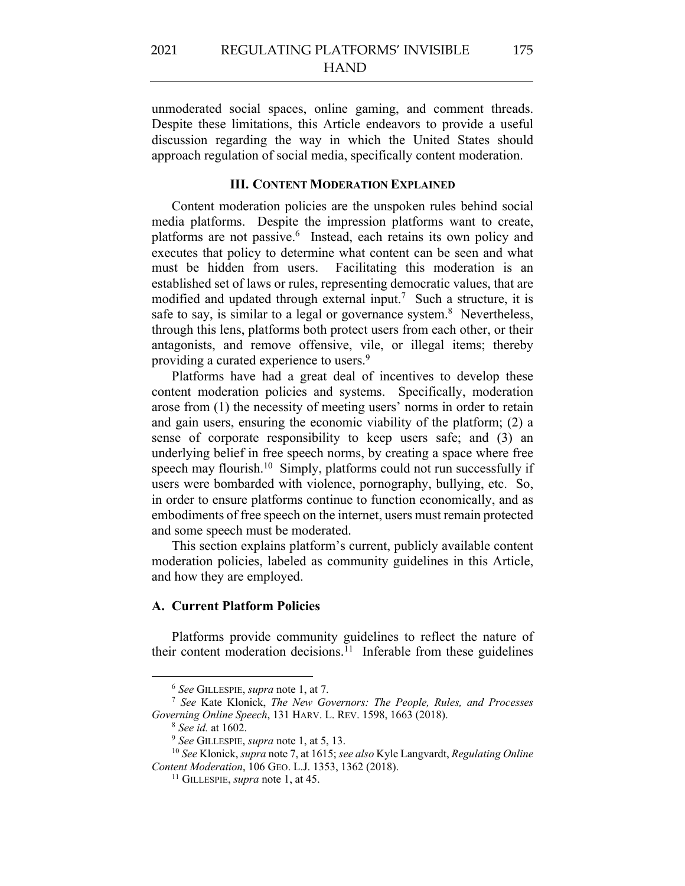unmoderated social spaces, online gaming, and comment threads. Despite these limitations, this Article endeavors to provide a useful discussion regarding the way in which the United States should approach regulation of social media, specifically content moderation.

## III. Content Moderation Explained

Content moderation policies are the unspoken rules behind social media platforms. Despite the impression platforms want to create, platforms are not passive.[6] Instead, each retains its own policy and executes that policy to determine what content can be seen and what must be hidden from users. Facilitating this moderation is an established set of laws or rules, representing democratic values, that are modified and updated through external input.[7] Such a structure, it is safe to say, is similar to a legal or governance system.[8] Nevertheless, through this lens, platforms both protect users from each other, or their antagonists, and remove offensive, vile, or illegal items; thereby providing a curated experience to users.[9]

Platforms have had a great deal of incentives to develop these content moderation policies and systems. Specifically, moderation arose from (1) the necessity of meeting users' norms in order to retain and gain users, ensuring the economic viability of the platform; (2) a sense of corporate responsibility to keep users safe; and (3) an underlying belief in free speech norms, by creating a space where free speech may flourish.[10] Simply, platforms could not run successfully if users were bombarded with violence, pornography, bullying, etc. So, in order to ensure platforms continue to function economically, and as embodiments of free speech on the internet, users must remain protected and some speech must be moderated.

This section explains platform's current, publicly available content moderation policies, labeled as community guidelines in this Article, and how they are employed.

### A. Current Platform Policies

Platforms provide community guidelines to reflect the nature of their content moderation decisions.[11] Inferable from these guidelines

---

[6] *See* GILLESPIE, *supra* note 1, at 7.

[7] *See* Kate Klonick, *The New Governors: The People, Rules, and Processes Governing Online Speech*, 131 HARV. L. REV. 1598, 1663 (2018).

[8] *See id.* at 1602.

[9] *See* GILLESPIE, *supra* note 1, at 5, 13.

[10] *See* Klonick, *supra* note 7, at 1615; *see also* Kyle Langvardt, *Regulating Online Content Moderation*, 106 GEO. L.J. 1353, 1362 (2018).

[11] GILLESPIE, *supra* note 1, at 45.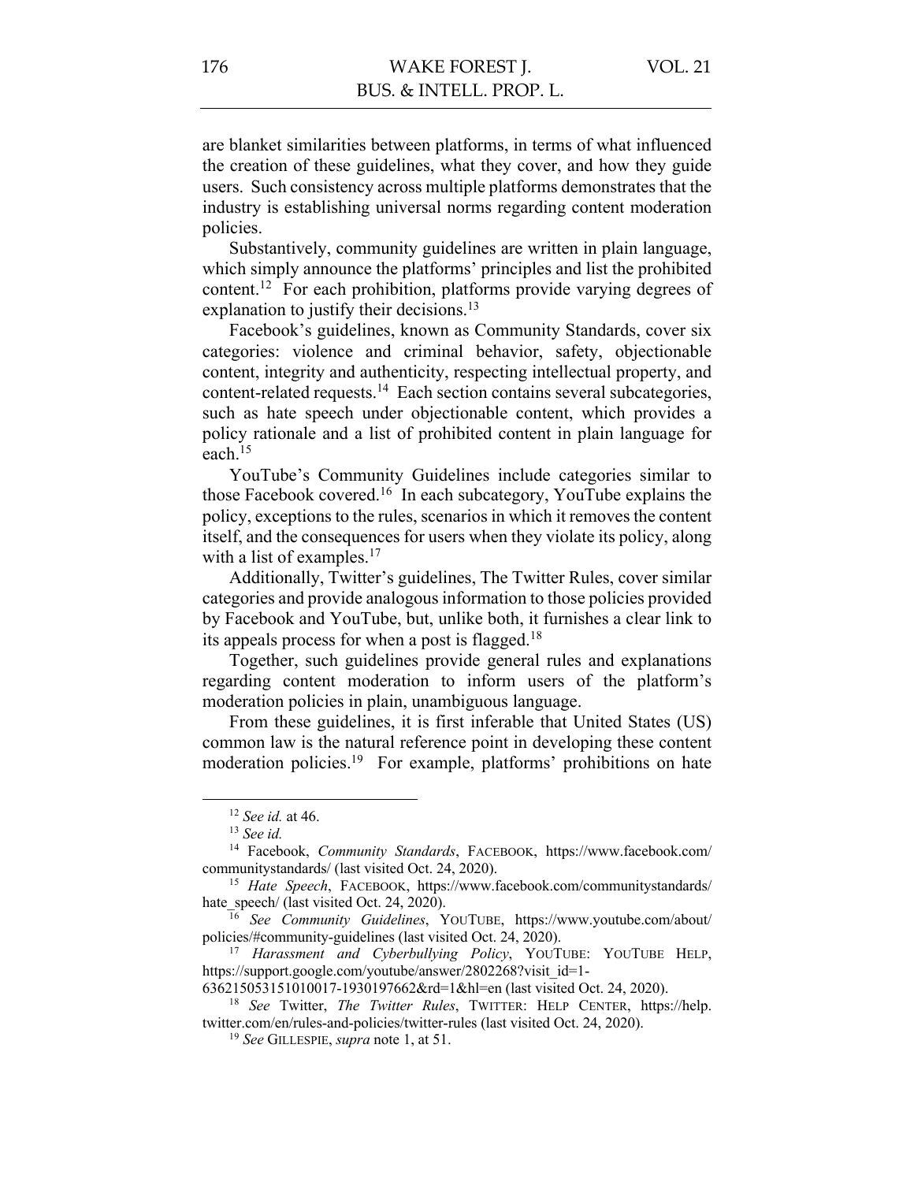are blanket similarities between platforms, in terms of what influenced the creation of these guidelines, what they cover, and how they guide users. Such consistency across multiple platforms demonstrates that the industry is establishing universal norms regarding content moderation policies.

Substantively, community guidelines are written in plain language, which simply announce the platforms' principles and list the prohibited content.[12] For each prohibition, platforms provide varying degrees of explanation to justify their decisions.[13]

Facebook's guidelines, known as Community Standards, cover six categories: violence and criminal behavior, safety, objectionable content, integrity and authenticity, respecting intellectual property, and content-related requests.[14] Each section contains several subcategories, such as hate speech under objectionable content, which provides a policy rationale and a list of prohibited content in plain language for each.[15]

YouTube's Community Guidelines include categories similar to those Facebook covered.[16] In each subcategory, YouTube explains the policy, exceptions to the rules, scenarios in which it removes the content itself, and the consequences for users when they violate its policy, along with a list of examples.[17]

Additionally, Twitter's guidelines, The Twitter Rules, cover similar categories and provide analogous information to those policies provided by Facebook and YouTube, but, unlike both, it furnishes a clear link to its appeals process for when a post is flagged.[18]

Together, such guidelines provide general rules and explanations regarding content moderation to inform users of the platform's moderation policies in plain, unambiguous language.

From these guidelines, it is first inferable that United States (US) common law is the natural reference point in developing these content moderation policies.[19] For example, platforms' prohibitions on hate

---

[12] *See id.* at 46.

[13] *See id.*

[14] Facebook, *Community Standards*, FACEBOOK, https://www.facebook.com/communitystandards/ (last visited Oct. 24, 2020).

[15] *Hate Speech*, FACEBOOK, https://www.facebook.com/communitystandards/hate_speech/ (last visited Oct. 24, 2020).

[16] *See Community Guidelines*, YOUTUBE, https://www.youtube.com/about/policies/#community-guidelines (last visited Oct. 24, 2020).

[17] *Harassment and Cyberbullying Policy*, YOUTUBE: YOUTUBE HELP, https://support.google.com/youtube/answer/2802268?visit_id=1-636215053151010017-1930197662&rd=1&hl=en (last visited Oct. 24, 2020).

[18] *See* Twitter, *The Twitter Rules*, TWITTER: HELP CENTER, https://help.twitter.com/en/rules-and-policies/twitter-rules (last visited Oct. 24, 2020).

[19] *See* GILLESPIE, *supra* note 1, at 51.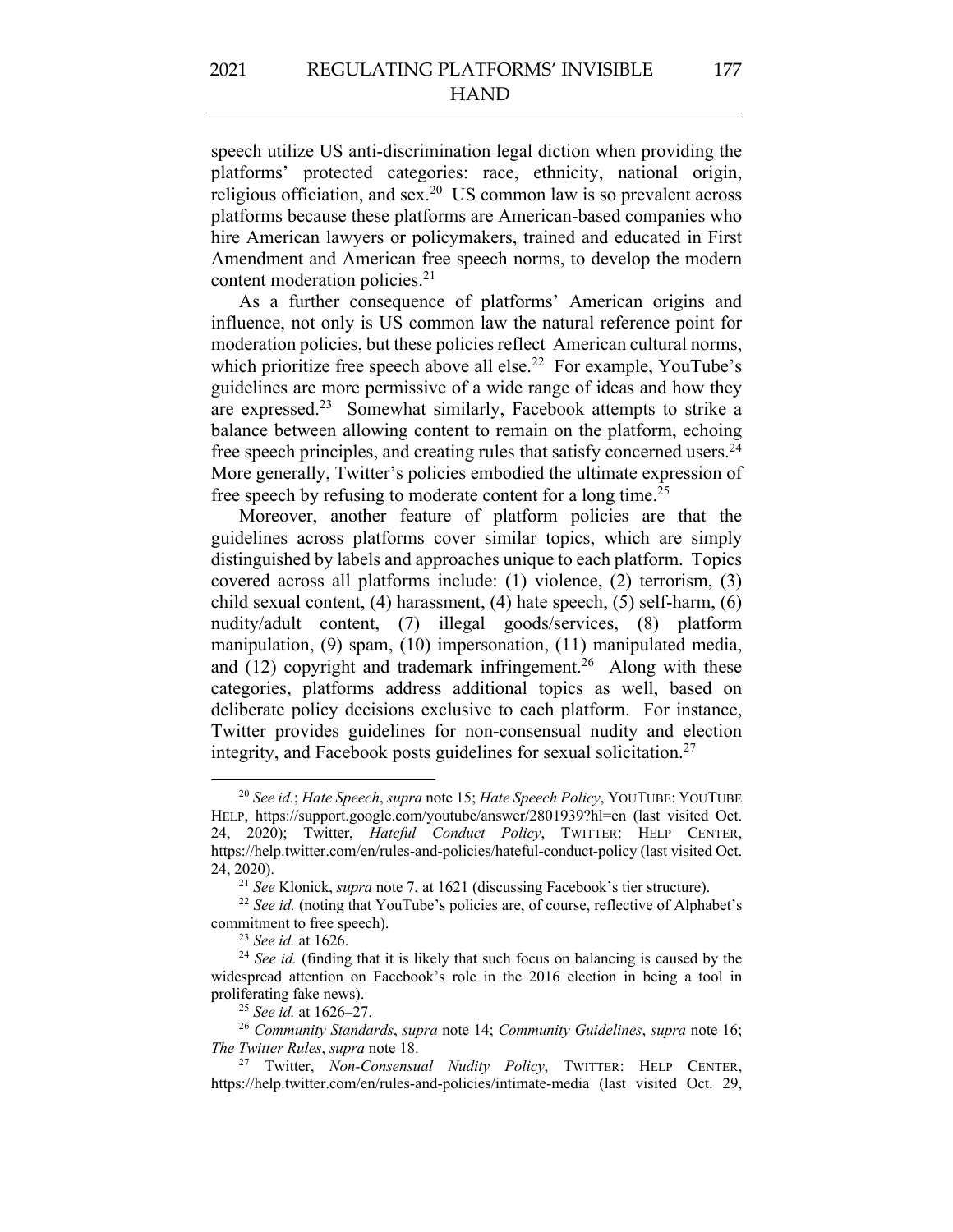speech utilize US anti-discrimination legal diction when providing the platforms' protected categories: race, ethnicity, national origin, religious officiation, and sex.[20] US common law is so prevalent across platforms because these platforms are American-based companies who hire American lawyers or policymakers, trained and educated in First Amendment and American free speech norms, to develop the modern content moderation policies.[21]

As a further consequence of platforms' American origins and influence, not only is US common law the natural reference point for moderation policies, but these policies reflect American cultural norms, which prioritize free speech above all else.[22] For example, YouTube's guidelines are more permissive of a wide range of ideas and how they are expressed.[23] Somewhat similarly, Facebook attempts to strike a balance between allowing content to remain on the platform, echoing free speech principles, and creating rules that satisfy concerned users.[24] More generally, Twitter's policies embodied the ultimate expression of free speech by refusing to moderate content for a long time.[25]

Moreover, another feature of platform policies are that the guidelines across platforms cover similar topics, which are simply distinguished by labels and approaches unique to each platform. Topics covered across all platforms include: (1) violence, (2) terrorism, (3) child sexual content, (4) harassment, (4) hate speech, (5) self-harm, (6) nudity/adult content, (7) illegal goods/services, (8) platform manipulation, (9) spam, (10) impersonation, (11) manipulated media, and (12) copyright and trademark infringement.[26] Along with these categories, platforms address additional topics as well, based on deliberate policy decisions exclusive to each platform. For instance, Twitter provides guidelines for non-consensual nudity and election integrity, and Facebook posts guidelines for sexual solicitation.[27]

---

[20] *See id.*; *Hate Speech*, *supra* note 15; *Hate Speech Policy*, YOUTUBE: YOUTUBE HELP, https://support.google.com/youtube/answer/2801939?hl=en (last visited Oct. 24, 2020); Twitter, *Hateful Conduct Policy*, TWITTER: HELP CENTER, https://help.twitter.com/en/rules-and-policies/hateful-conduct-policy (last visited Oct. 24, 2020).

[21] *See* Klonick, *supra* note 7, at 1621 (discussing Facebook's tier structure).

[22] *See id.* (noting that YouTube's policies are, of course, reflective of Alphabet's commitment to free speech).

[23] *See id.* at 1626.

[24] *See id.* (finding that it is likely that such focus on balancing is caused by the widespread attention on Facebook's role in the 2016 election in being a tool in proliferating fake news).

[25] *See id.* at 1626–27.

[26] *Community Standards*, *supra* note 14; *Community Guidelines*, *supra* note 16; *The Twitter Rules*, *supra* note 18.

[27] Twitter, *Non-Consensual Nudity Policy*, TWITTER: HELP CENTER, https://help.twitter.com/en/rules-and-policies/intimate-media (last visited Oct. 29,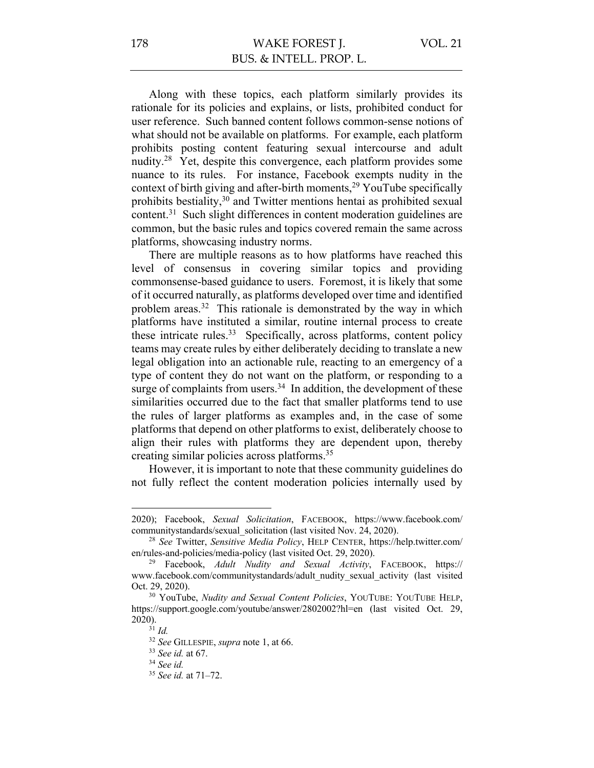Along with these topics, each platform similarly provides its rationale for its policies and explains, or lists, prohibited conduct for user reference. Such banned content follows common-sense notions of what should not be available on platforms. For example, each platform prohibits posting content featuring sexual intercourse and adult nudity.[28] Yet, despite this convergence, each platform provides some nuance to its rules. For instance, Facebook exempts nudity in the context of birth giving and after-birth moments,[29] YouTube specifically prohibits bestiality,[30] and Twitter mentions hentai as prohibited sexual content.[31] Such slight differences in content moderation guidelines are common, but the basic rules and topics covered remain the same across platforms, showcasing industry norms.

There are multiple reasons as to how platforms have reached this level of consensus in covering similar topics and providing commonsense-based guidance to users. Foremost, it is likely that some of it occurred naturally, as platforms developed over time and identified problem areas.[32] This rationale is demonstrated by the way in which platforms have instituted a similar, routine internal process to create these intricate rules.[33] Specifically, across platforms, content policy teams may create rules by either deliberately deciding to translate a new legal obligation into an actionable rule, reacting to an emergency of a type of content they do not want on the platform, or responding to a surge of complaints from users.[34] In addition, the development of these similarities occurred due to the fact that smaller platforms tend to use the rules of larger platforms as examples and, in the case of some platforms that depend on other platforms to exist, deliberately choose to align their rules with platforms they are dependent upon, thereby creating similar policies across platforms.[35]

However, it is important to note that these community guidelines do not fully reflect the content moderation policies internally used by

---

2020); Facebook, *Sexual Solicitation*, FACEBOOK, https://www.facebook.com/communitystandards/sexual_solicitation (last visited Nov. 24, 2020).

[28] *See* Twitter, *Sensitive Media Policy*, HELP CENTER, https://help.twitter.com/en/rules-and-policies/media-policy (last visited Oct. 29, 2020).

[29] Facebook, *Adult Nudity and Sexual Activity*, FACEBOOK, https://www.facebook.com/communitystandards/adult_nudity_sexual_activity (last visited Oct. 29, 2020).

[30] YouTube, *Nudity and Sexual Content Policies*, YOUTUBE: YOUTUBE HELP, https://support.google.com/youtube/answer/2802002?hl=en (last visited Oct. 29, 2020).

[31] *Id.*

[32] *See* GILLESPIE, *supra* note 1, at 66.

[33] *See id.* at 67.

[34] *See id.*

[35] *See id.* at 71–72.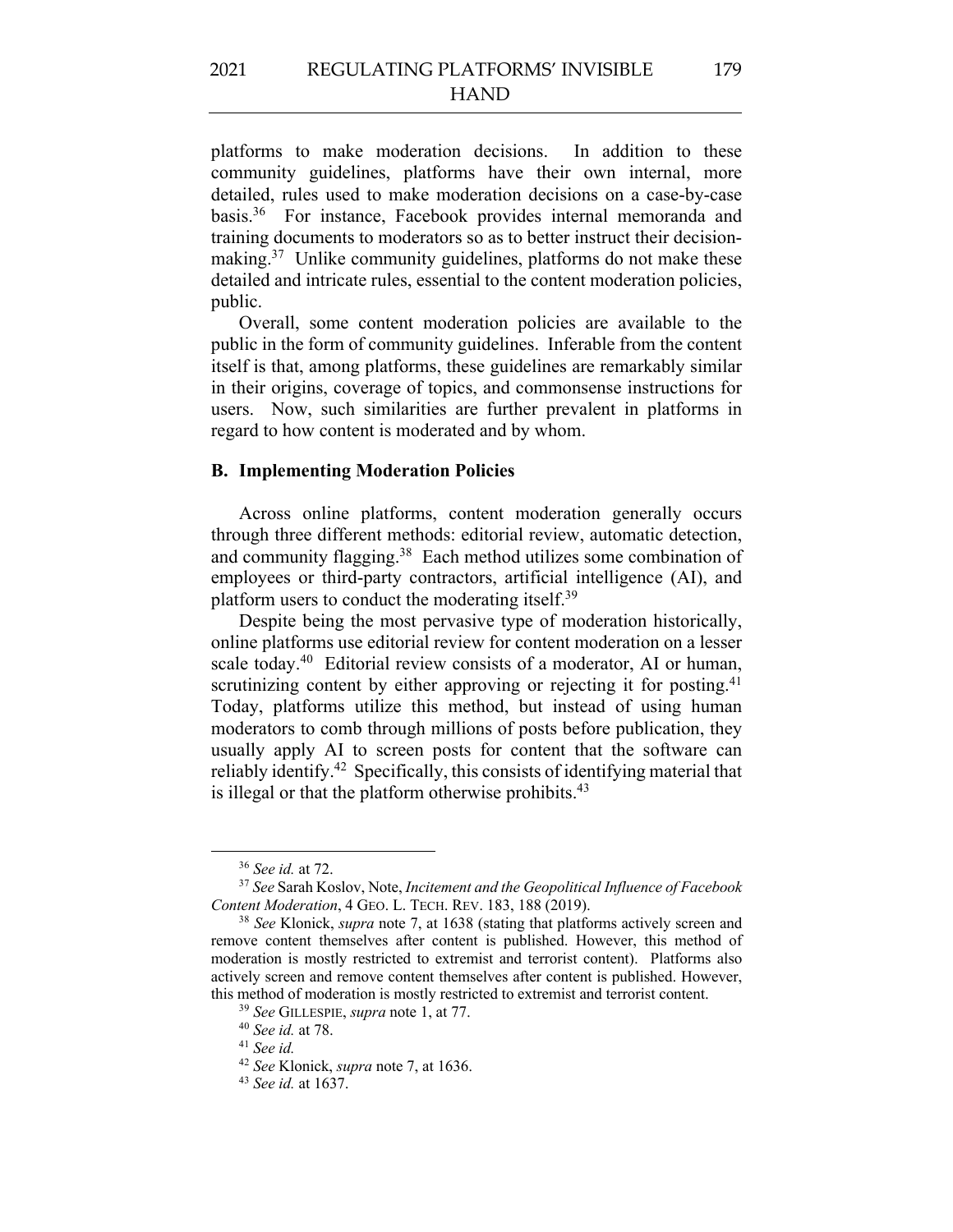platforms to make moderation decisions. In addition to these community guidelines, platforms have their own internal, more detailed, rules used to make moderation decisions on a case-by-case basis.[36] For instance, Facebook provides internal memoranda and training documents to moderators so as to better instruct their decision-making.[37] Unlike community guidelines, platforms do not make these detailed and intricate rules, essential to the content moderation policies, public.

Overall, some content moderation policies are available to the public in the form of community guidelines. Inferable from the content itself is that, among platforms, these guidelines are remarkably similar in their origins, coverage of topics, and commonsense instructions for users. Now, such similarities are further prevalent in platforms in regard to how content is moderated and by whom.

### B. Implementing Moderation Policies

Across online platforms, content moderation generally occurs through three different methods: editorial review, automatic detection, and community flagging.[38] Each method utilizes some combination of employees or third-party contractors, artificial intelligence (AI), and platform users to conduct the moderating itself.[39]

Despite being the most pervasive type of moderation historically, online platforms use editorial review for content moderation on a lesser scale today.[40] Editorial review consists of a moderator, AI or human, scrutinizing content by either approving or rejecting it for posting.[41] Today, platforms utilize this method, but instead of using human moderators to comb through millions of posts before publication, they usually apply AI to screen posts for content that the software can reliably identify.[42] Specifically, this consists of identifying material that is illegal or that the platform otherwise prohibits.[43]

---

[36] *See id.* at 72.

[37] *See* Sarah Koslov, Note, *Incitement and the Geopolitical Influence of Facebook Content Moderation*, 4 GEO. L. TECH. REV. 183, 188 (2019).

[38] *See* Klonick, *supra* note 7, at 1638 (stating that platforms actively screen and remove content themselves after content is published. However, this method of moderation is mostly restricted to extremist and terrorist content). Platforms also actively screen and remove content themselves after content is published. However, this method of moderation is mostly restricted to extremist and terrorist content.

[39] *See* GILLESPIE, *supra* note 1, at 77.

[40] *See id.* at 78.

[41] *See id.*

[42] *See* Klonick, *supra* note 7, at 1636.

[43] *See id.* at 1637.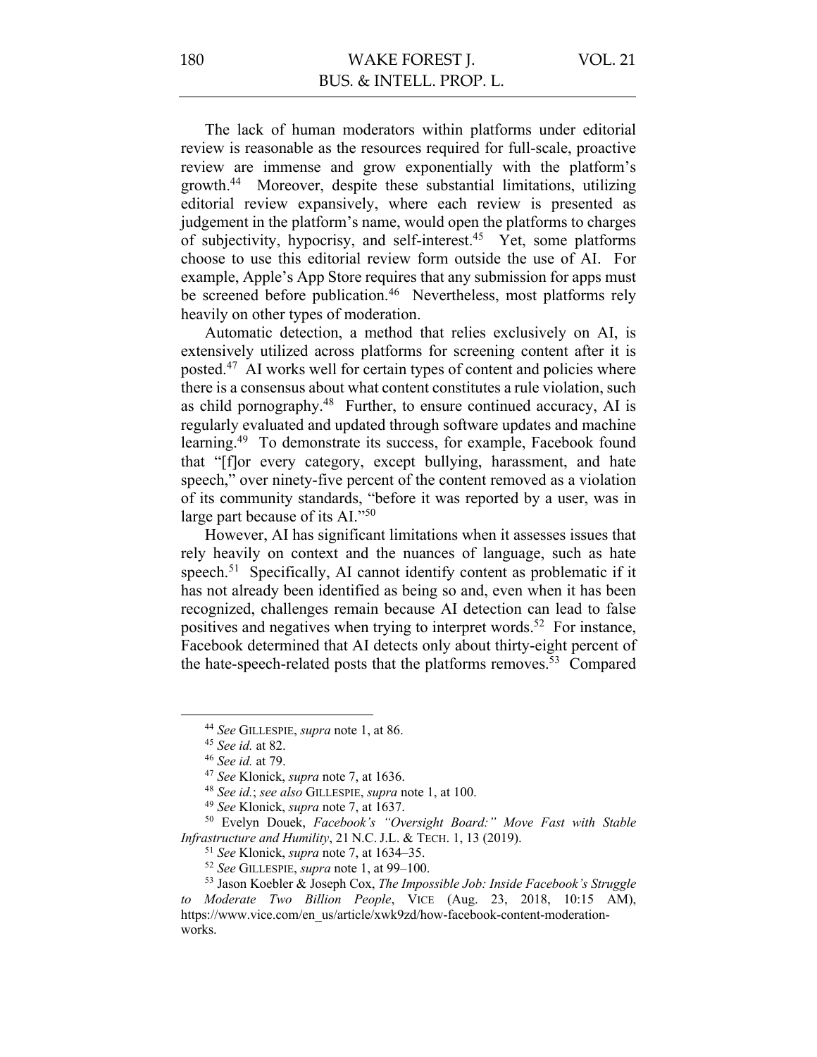The lack of human moderators within platforms under editorial review is reasonable as the resources required for full-scale, proactive review are immense and grow exponentially with the platform's growth.[44] Moreover, despite these substantial limitations, utilizing editorial review expansively, where each review is presented as judgement in the platform's name, would open the platforms to charges of subjectivity, hypocrisy, and self-interest.[45] Yet, some platforms choose to use this editorial review form outside the use of AI. For example, Apple's App Store requires that any submission for apps must be screened before publication.[46] Nevertheless, most platforms rely heavily on other types of moderation.

Automatic detection, a method that relies exclusively on AI, is extensively utilized across platforms for screening content after it is posted.[47] AI works well for certain types of content and policies where there is a consensus about what content constitutes a rule violation, such as child pornography.[48] Further, to ensure continued accuracy, AI is regularly evaluated and updated through software updates and machine learning.[49] To demonstrate its success, for example, Facebook found that "[f]or every category, except bullying, harassment, and hate speech," over ninety-five percent of the content removed as a violation of its community standards, "before it was reported by a user, was in large part because of its AI."[50]

However, AI has significant limitations when it assesses issues that rely heavily on context and the nuances of language, such as hate speech.[51] Specifically, AI cannot identify content as problematic if it has not already been identified as being so and, even when it has been recognized, challenges remain because AI detection can lead to false positives and negatives when trying to interpret words.[52] For instance, Facebook determined that AI detects only about thirty-eight percent of the hate-speech-related posts that the platforms removes.[53] Compared

---

[44] *See* GILLESPIE, *supra* note 1, at 86.

[45] *See id.* at 82.

[46] *See id.* at 79.

[47] *See* Klonick, *supra* note 7, at 1636.

[48] *See id.*; *see also* GILLESPIE, *supra* note 1, at 100.

[49] *See* Klonick, *supra* note 7, at 1637.

[50] Evelyn Douek, *Facebook's "Oversight Board:" Move Fast with Stable Infrastructure and Humility*, 21 N.C. J.L. & TECH. 1, 13 (2019).

[51] *See* Klonick, *supra* note 7, at 1634–35.

[52] *See* GILLESPIE, *supra* note 1, at 99–100.

[53] Jason Koebler & Joseph Cox, *The Impossible Job: Inside Facebook's Struggle to Moderate Two Billion People*, VICE (Aug. 23, 2018, 10:15 AM), https://www.vice.com/en_us/article/xwk9zd/how-facebook-content-moderation-works.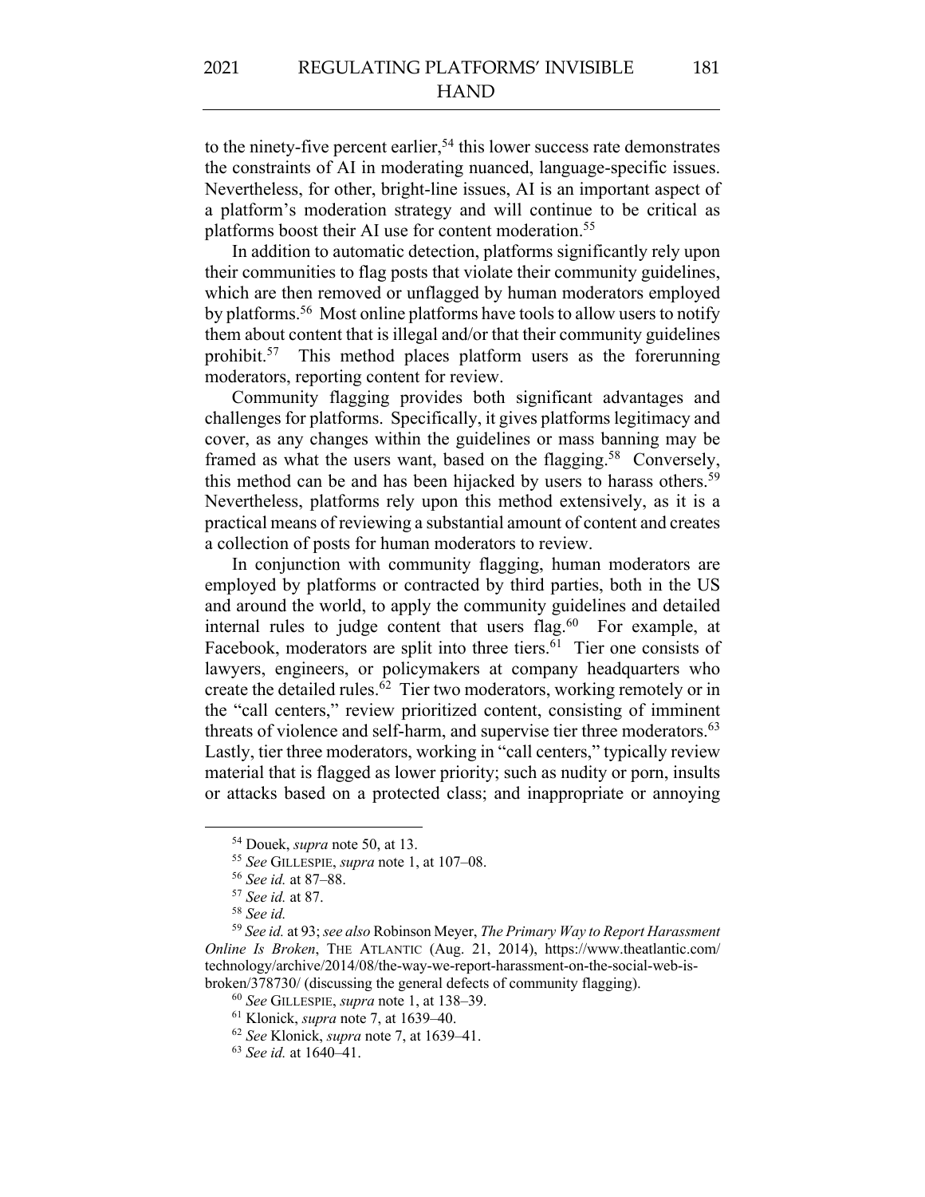to the ninety-five percent earlier,[54] this lower success rate demonstrates the constraints of AI in moderating nuanced, language-specific issues. Nevertheless, for other, bright-line issues, AI is an important aspect of a platform's moderation strategy and will continue to be critical as platforms boost their AI use for content moderation.[55]

In addition to automatic detection, platforms significantly rely upon their communities to flag posts that violate their community guidelines, which are then removed or unflagged by human moderators employed by platforms.[56] Most online platforms have tools to allow users to notify them about content that is illegal and/or that their community guidelines prohibit.[57] This method places platform users as the forerunning moderators, reporting content for review.

Community flagging provides both significant advantages and challenges for platforms. Specifically, it gives platforms legitimacy and cover, as any changes within the guidelines or mass banning may be framed as what the users want, based on the flagging.[58] Conversely, this method can be and has been hijacked by users to harass others.[59] Nevertheless, platforms rely upon this method extensively, as it is a practical means of reviewing a substantial amount of content and creates a collection of posts for human moderators to review.

In conjunction with community flagging, human moderators are employed by platforms or contracted by third parties, both in the US and around the world, to apply the community guidelines and detailed internal rules to judge content that users flag.[60] For example, at Facebook, moderators are split into three tiers.[61] Tier one consists of lawyers, engineers, or policymakers at company headquarters who create the detailed rules.[62] Tier two moderators, working remotely or in the "call centers," review prioritized content, consisting of imminent threats of violence and self-harm, and supervise tier three moderators.[63] Lastly, tier three moderators, working in "call centers," typically review material that is flagged as lower priority; such as nudity or porn, insults or attacks based on a protected class; and inappropriate or annoying

---

[54] Douek, *supra* note 50, at 13.

[55] *See* GILLESPIE, *supra* note 1, at 107–08.

[56] *See id.* at 87–88.

[57] *See id.* at 87.

[58] *See id.*

[59] *See id.* at 93; *see also* Robinson Meyer, *The Primary Way to Report Harassment Online Is Broken*, THE ATLANTIC (Aug. 21, 2014), https://www.theatlantic.com/technology/archive/2014/08/the-way-we-report-harassment-on-the-social-web-is-broken/378730/ (discussing the general defects of community flagging).

[60] *See* GILLESPIE, *supra* note 1, at 138–39.

[61] Klonick, *supra* note 7, at 1639–40.

[62] *See* Klonick, *supra* note 7, at 1639–41.

[63] *See id.* at 1640–41.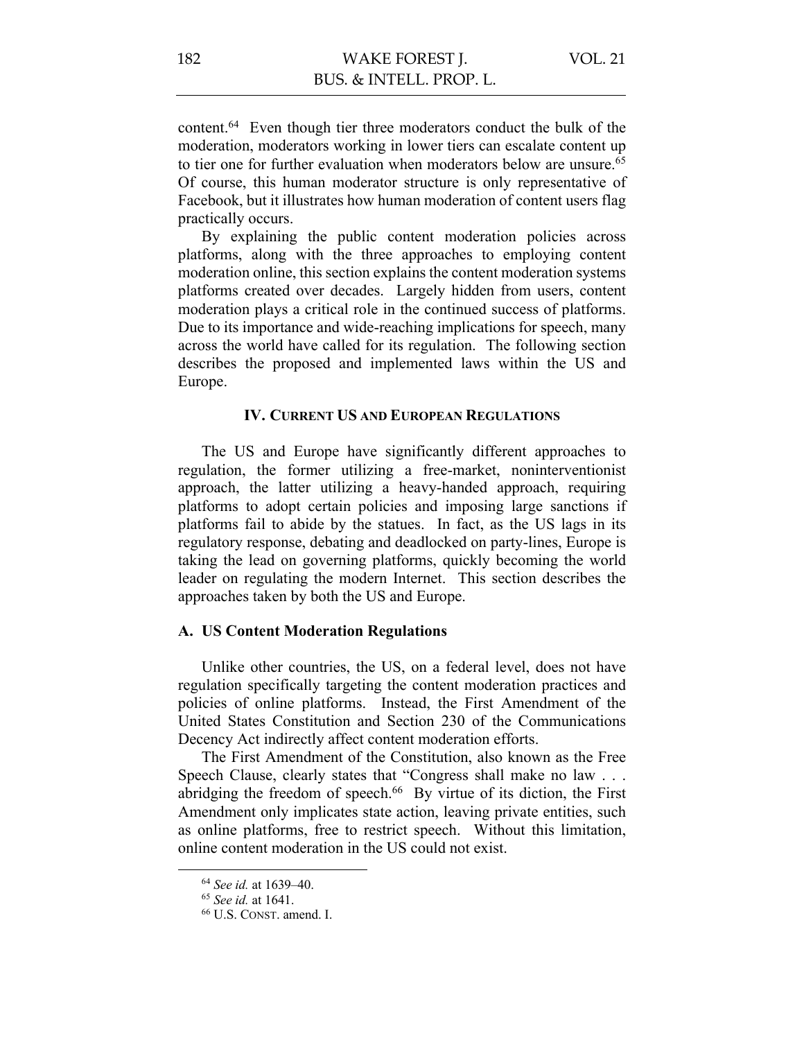content.[64] Even though tier three moderators conduct the bulk of the moderation, moderators working in lower tiers can escalate content up to tier one for further evaluation when moderators below are unsure.[65] Of course, this human moderator structure is only representative of Facebook, but it illustrates how human moderation of content users flag practically occurs.

By explaining the public content moderation policies across platforms, along with the three approaches to employing content moderation online, this section explains the content moderation systems platforms created over decades. Largely hidden from users, content moderation plays a critical role in the continued success of platforms. Due to its importance and wide-reaching implications for speech, many across the world have called for its regulation. The following section describes the proposed and implemented laws within the US and Europe.

## IV. CURRENT US AND EUROPEAN REGULATIONS

The US and Europe have significantly different approaches to regulation, the former utilizing a free-market, noninterventionist approach, the latter utilizing a heavy-handed approach, requiring platforms to adopt certain policies and imposing large sanctions if platforms fail to abide by the statues. In fact, as the US lags in its regulatory response, debating and deadlocked on party-lines, Europe is taking the lead on governing platforms, quickly becoming the world leader on regulating the modern Internet. This section describes the approaches taken by both the US and Europe.

### A. US Content Moderation Regulations

Unlike other countries, the US, on a federal level, does not have regulation specifically targeting the content moderation practices and policies of online platforms. Instead, the First Amendment of the United States Constitution and Section 230 of the Communications Decency Act indirectly affect content moderation efforts.

The First Amendment of the Constitution, also known as the Free Speech Clause, clearly states that "Congress shall make no law . . . abridging the freedom of speech.[66] By virtue of its diction, the First Amendment only implicates state action, leaving private entities, such as online platforms, free to restrict speech. Without this limitation, online content moderation in the US could not exist.

---

[64] *See id.* at 1639–40.

[65] *See id.* at 1641.

[66] U.S. CONST. amend. I.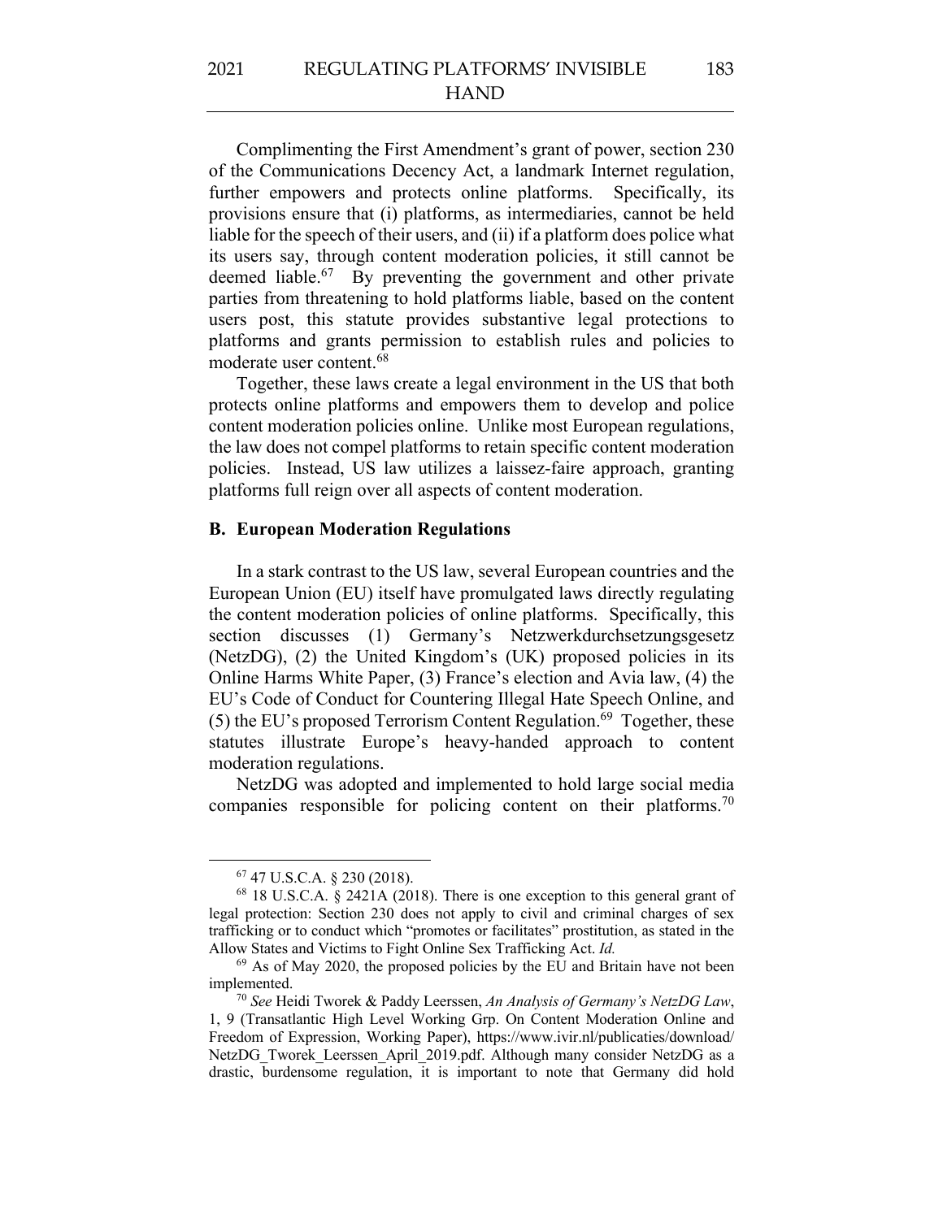Complimenting the First Amendment's grant of power, section 230 of the Communications Decency Act, a landmark Internet regulation, further empowers and protects online platforms. Specifically, its provisions ensure that (i) platforms, as intermediaries, cannot be held liable for the speech of their users, and (ii) if a platform does police what its users say, through content moderation policies, it still cannot be deemed liable.[67] By preventing the government and other private parties from threatening to hold platforms liable, based on the content users post, this statute provides substantive legal protections to platforms and grants permission to establish rules and policies to moderate user content.[68]

Together, these laws create a legal environment in the US that both protects online platforms and empowers them to develop and police content moderation policies online. Unlike most European regulations, the law does not compel platforms to retain specific content moderation policies. Instead, US law utilizes a laissez-faire approach, granting platforms full reign over all aspects of content moderation.

### B. European Moderation Regulations

In a stark contrast to the US law, several European countries and the European Union (EU) itself have promulgated laws directly regulating the content moderation policies of online platforms. Specifically, this section discusses (1) Germany's Netzwerkdurchsetzungsgesetz (NetzDG), (2) the United Kingdom's (UK) proposed policies in its Online Harms White Paper, (3) France's election and Avia law, (4) the EU's Code of Conduct for Countering Illegal Hate Speech Online, and (5) the EU's proposed Terrorism Content Regulation.[69] Together, these statutes illustrate Europe's heavy-handed approach to content moderation regulations.

NetzDG was adopted and implemented to hold large social media companies responsible for policing content on their platforms.[70]

---

[67] 47 U.S.C.A. § 230 (2018).

[68] 18 U.S.C.A. § 2421A (2018). There is one exception to this general grant of legal protection: Section 230 does not apply to civil and criminal charges of sex trafficking or to conduct which "promotes or facilitates" prostitution, as stated in the Allow States and Victims to Fight Online Sex Trafficking Act. *Id.*

[69] As of May 2020, the proposed policies by the EU and Britain have not been implemented.

[70] *See* Heidi Tworek & Paddy Leerssen, *An Analysis of Germany's NetzDG Law*, 1, 9 (Transatlantic High Level Working Grp. On Content Moderation Online and Freedom of Expression, Working Paper), https://www.ivir.nl/publicaties/download/NetzDG_Tworek_Leerssen_April_2019.pdf. Although many consider NetzDG as a drastic, burdensome regulation, it is important to note that Germany did hold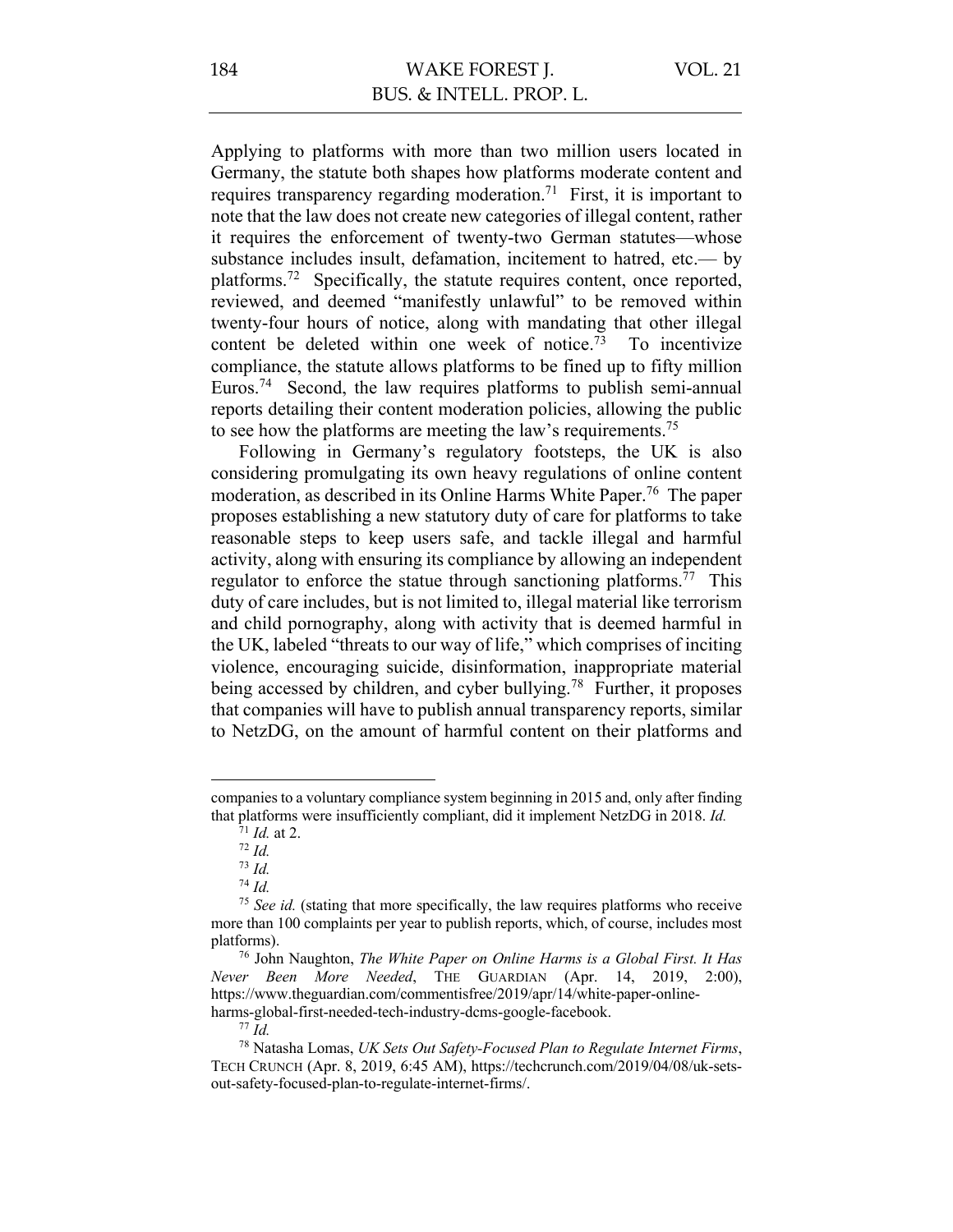Applying to platforms with more than two million users located in Germany, the statute both shapes how platforms moderate content and requires transparency regarding moderation.[71] First, it is important to note that the law does not create new categories of illegal content, rather it requires the enforcement of twenty-two German statutes—whose substance includes insult, defamation, incitement to hatred, etc.— by platforms.[72] Specifically, the statute requires content, once reported, reviewed, and deemed "manifestly unlawful" to be removed within twenty-four hours of notice, along with mandating that other illegal content be deleted within one week of notice.[73] To incentivize compliance, the statute allows platforms to be fined up to fifty million Euros.[74] Second, the law requires platforms to publish semi-annual reports detailing their content moderation policies, allowing the public to see how the platforms are meeting the law's requirements.[75]

Following in Germany's regulatory footsteps, the UK is also considering promulgating its own heavy regulations of online content moderation, as described in its Online Harms White Paper.[76] The paper proposes establishing a new statutory duty of care for platforms to take reasonable steps to keep users safe, and tackle illegal and harmful activity, along with ensuring its compliance by allowing an independent regulator to enforce the statue through sanctioning platforms.[77] This duty of care includes, but is not limited to, illegal material like terrorism and child pornography, along with activity that is deemed harmful in the UK, labeled "threats to our way of life," which comprises of inciting violence, encouraging suicide, disinformation, inappropriate material being accessed by children, and cyber bullying.[78] Further, it proposes that companies will have to publish annual transparency reports, similar to NetzDG, on the amount of harmful content on their platforms and

---

companies to a voluntary compliance system beginning in 2015 and, only after finding that platforms were insufficiently compliant, did it implement NetzDG in 2018. *Id.*

[71] *Id.* at 2.

[72] *Id.*

[73] *Id.*

[74] *Id.*

[75] *See id.* (stating that more specifically, the law requires platforms who receive more than 100 complaints per year to publish reports, which, of course, includes most platforms).

[76] John Naughton, *The White Paper on Online Harms is a Global First. It Has Never Been More Needed*, THE GUARDIAN (Apr. 14, 2019, 2:00), https://www.theguardian.com/commentisfree/2019/apr/14/white-paper-online-harms-global-first-needed-tech-industry-dcms-google-facebook.

[77] *Id.*

[78] Natasha Lomas, *UK Sets Out Safety-Focused Plan to Regulate Internet Firms*, TECH CRUNCH (Apr. 8, 2019, 6:45 AM), https://techcrunch.com/2019/04/08/uk-sets-out-safety-focused-plan-to-regulate-internet-firms/.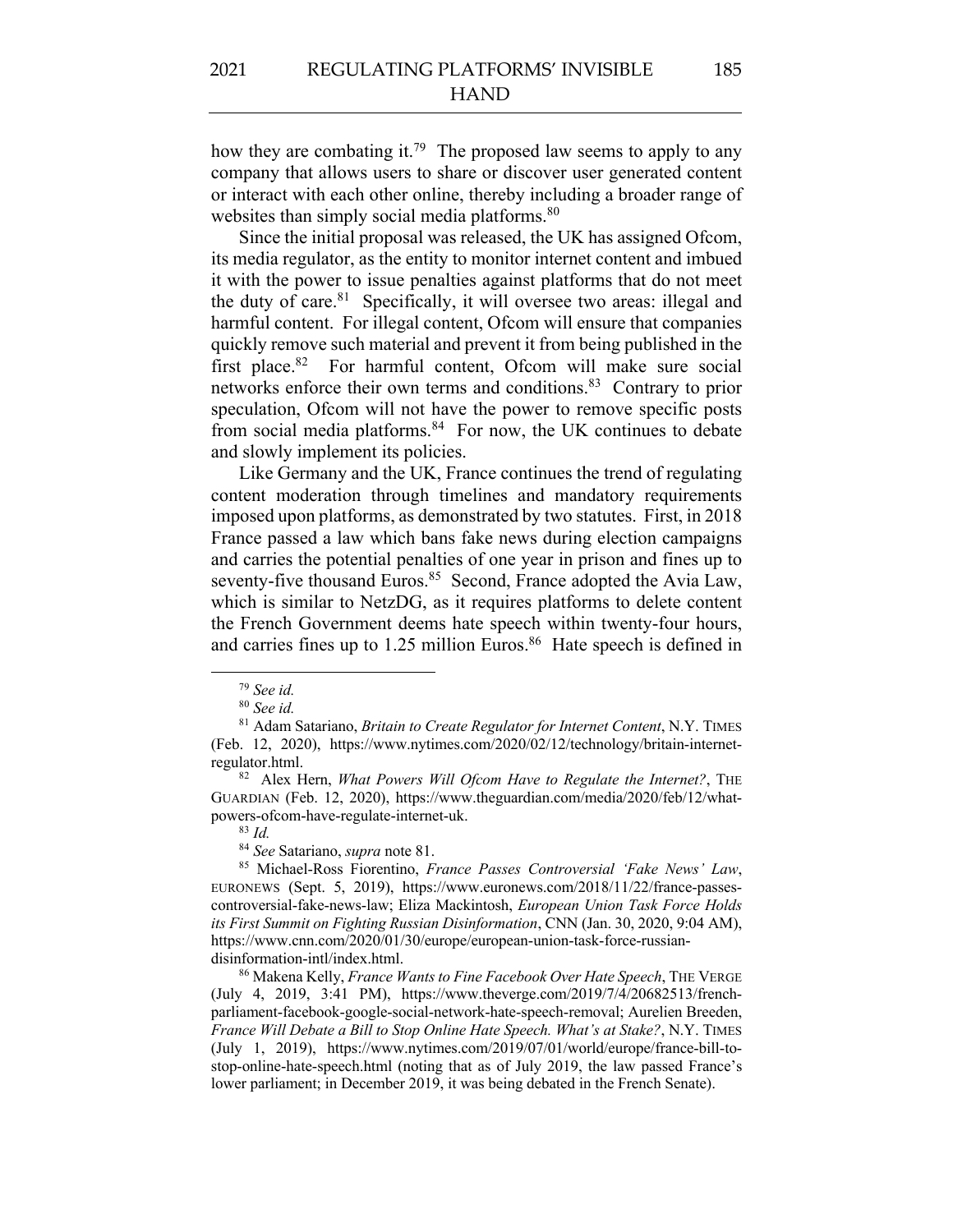how they are combating it.[79] The proposed law seems to apply to any company that allows users to share or discover user generated content or interact with each other online, thereby including a broader range of websites than simply social media platforms.[80]

Since the initial proposal was released, the UK has assigned Ofcom, its media regulator, as the entity to monitor internet content and imbued it with the power to issue penalties against platforms that do not meet the duty of care.[81] Specifically, it will oversee two areas: illegal and harmful content. For illegal content, Ofcom will ensure that companies quickly remove such material and prevent it from being published in the first place.[82] For harmful content, Ofcom will make sure social networks enforce their own terms and conditions.[83] Contrary to prior speculation, Ofcom will not have the power to remove specific posts from social media platforms.[84] For now, the UK continues to debate and slowly implement its policies.

Like Germany and the UK, France continues the trend of regulating content moderation through timelines and mandatory requirements imposed upon platforms, as demonstrated by two statutes. First, in 2018 France passed a law which bans fake news during election campaigns and carries the potential penalties of one year in prison and fines up to seventy-five thousand Euros.[85] Second, France adopted the Avia Law, which is similar to NetzDG, as it requires platforms to delete content the French Government deems hate speech within twenty-four hours, and carries fines up to 1.25 million Euros.[86] Hate speech is defined in

---

[79] *See id.*

[80] *See id.*

[81] Adam Satariano, *Britain to Create Regulator for Internet Content*, N.Y. TIMES (Feb. 12, 2020), https://www.nytimes.com/2020/02/12/technology/britain-internet-regulator.html.

[82] Alex Hern, *What Powers Will Ofcom Have to Regulate the Internet?*, THE GUARDIAN (Feb. 12, 2020), https://www.theguardian.com/media/2020/feb/12/what-powers-ofcom-have-regulate-internet-uk.

[83] *Id.*

[84] *See* Satariano, *supra* note 81.

[85] Michael-Ross Fiorentino, *France Passes Controversial 'Fake News' Law*, EURONEWS (Sept. 5, 2019), https://www.euronews.com/2018/11/22/france-passes-controversial-fake-news-law; Eliza Mackintosh, *European Union Task Force Holds its First Summit on Fighting Russian Disinformation*, CNN (Jan. 30, 2020, 9:04 AM), https://www.cnn.com/2020/01/30/europe/european-union-task-force-russian-disinformation-intl/index.html.

[86] Makena Kelly, *France Wants to Fine Facebook Over Hate Speech*, THE VERGE (July 4, 2019, 3:41 PM), https://www.theverge.com/2019/7/4/20682513/french-parliament-facebook-google-social-network-hate-speech-removal; Aurelien Breeden, *France Will Debate a Bill to Stop Online Hate Speech. What's at Stake?*, N.Y. TIMES (July 1, 2019), https://www.nytimes.com/2019/07/01/world/europe/france-bill-to-stop-online-hate-speech.html (noting that as of July 2019, the law passed France's lower parliament; in December 2019, it was being debated in the French Senate).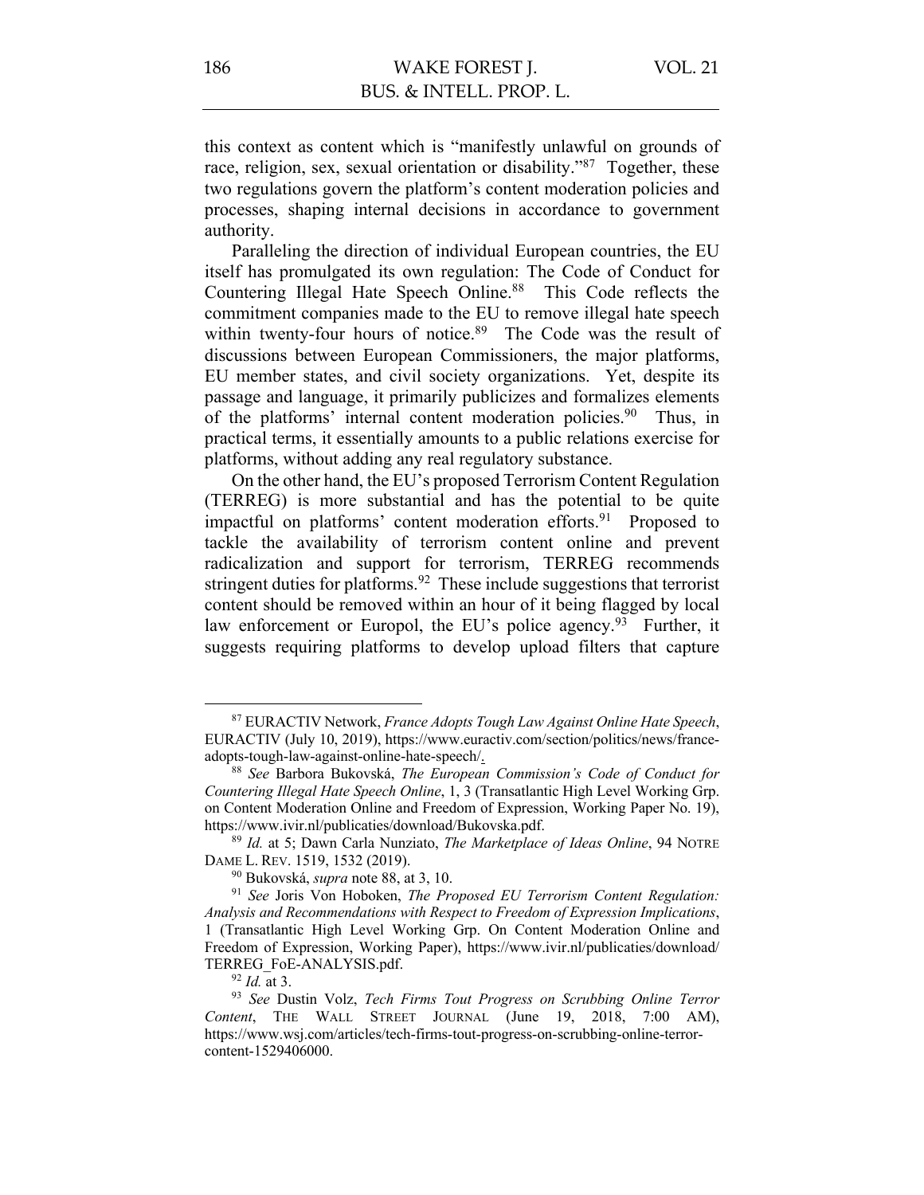this context as content which is "manifestly unlawful on grounds of race, religion, sex, sexual orientation or disability."[87] Together, these two regulations govern the platform's content moderation policies and processes, shaping internal decisions in accordance to government authority.

Paralleling the direction of individual European countries, the EU itself has promulgated its own regulation: The Code of Conduct for Countering Illegal Hate Speech Online.[88] This Code reflects the commitment companies made to the EU to remove illegal hate speech within twenty-four hours of notice.[89] The Code was the result of discussions between European Commissioners, the major platforms, EU member states, and civil society organizations. Yet, despite its passage and language, it primarily publicizes and formalizes elements of the platforms' internal content moderation policies.[90] Thus, in practical terms, it essentially amounts to a public relations exercise for platforms, without adding any real regulatory substance.

On the other hand, the EU's proposed Terrorism Content Regulation (TERREG) is more substantial and has the potential to be quite impactful on platforms' content moderation efforts.[91] Proposed to tackle the availability of terrorism content online and prevent radicalization and support for terrorism, TERREG recommends stringent duties for platforms.[92] These include suggestions that terrorist content should be removed within an hour of it being flagged by local law enforcement or Europol, the EU's police agency.[93] Further, it suggests requiring platforms to develop upload filters that capture

---

[87] EURACTIV Network, *France Adopts Tough Law Against Online Hate Speech*, EURACTIV (July 10, 2019), https://www.euractiv.com/section/politics/news/france-adopts-tough-law-against-online-hate-speech/.

[88] *See* Barbora Bukovská, *The European Commission's Code of Conduct for Countering Illegal Hate Speech Online*, 1, 3 (Transatlantic High Level Working Grp. on Content Moderation Online and Freedom of Expression, Working Paper No. 19), https://www.ivir.nl/publicaties/download/Bukovska.pdf.

[89] *Id.* at 5; Dawn Carla Nunziato, *The Marketplace of Ideas Online*, 94 NOTRE DAME L. REV. 1519, 1532 (2019).

[90] Bukovská, *supra* note 88, at 3, 10.

[91] *See* Joris Von Hoboken, *The Proposed EU Terrorism Content Regulation: Analysis and Recommendations with Respect to Freedom of Expression Implications*, 1 (Transatlantic High Level Working Grp. On Content Moderation Online and Freedom of Expression, Working Paper), https://www.ivir.nl/publicaties/download/TERREG_FoE-ANALYSIS.pdf.

[92] *Id.* at 3.

[93] *See* Dustin Volz, *Tech Firms Tout Progress on Scrubbing Online Terror Content*, THE WALL STREET JOURNAL (June 19, 2018, 7:00 AM), https://www.wsj.com/articles/tech-firms-tout-progress-on-scrubbing-online-terror-content-1529406000.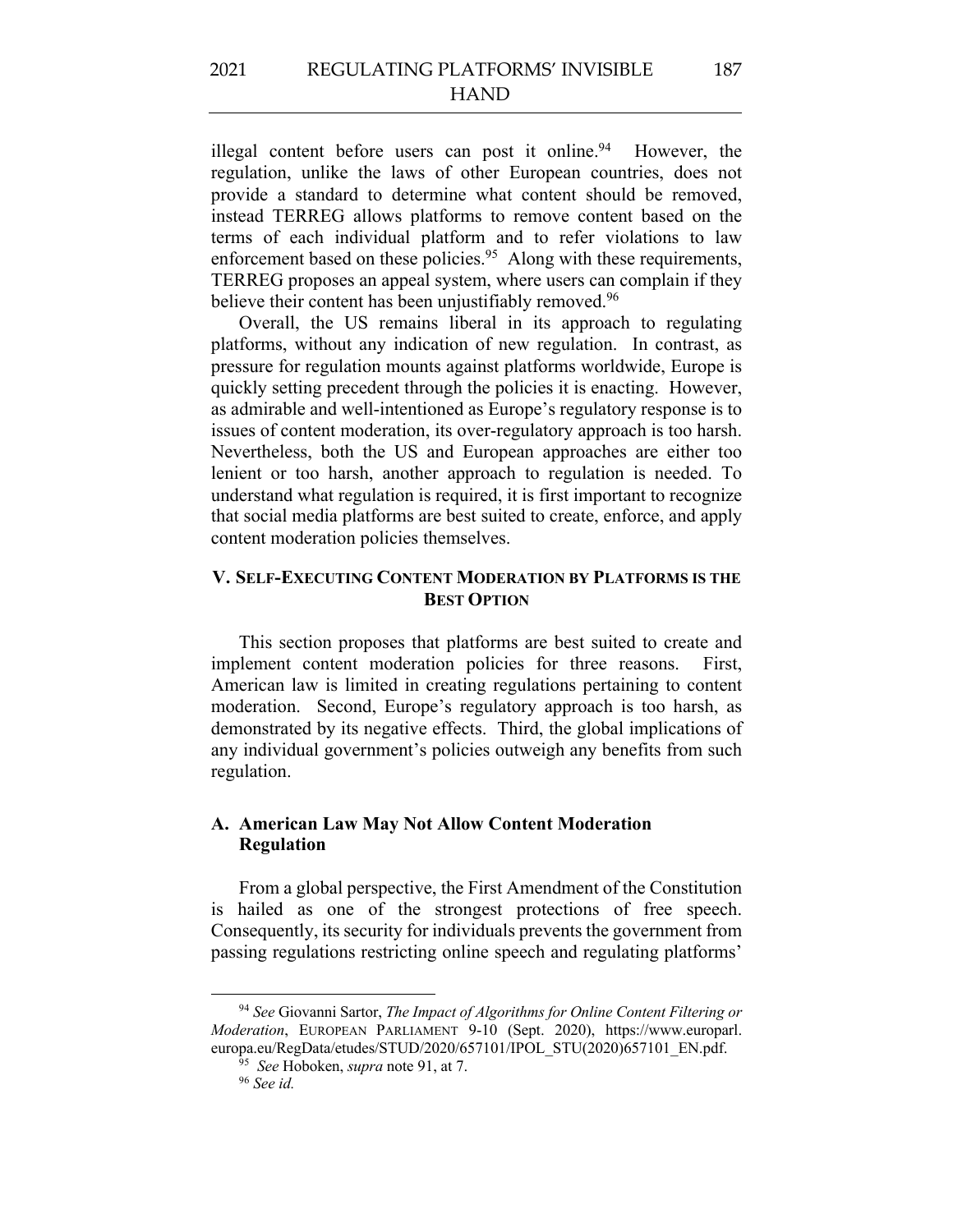illegal content before users can post it online.[94] However, the regulation, unlike the laws of other European countries, does not provide a standard to determine what content should be removed, instead TERREG allows platforms to remove content based on the terms of each individual platform and to refer violations to law enforcement based on these policies.[95] Along with these requirements, TERREG proposes an appeal system, where users can complain if they believe their content has been unjustifiably removed.[96]

Overall, the US remains liberal in its approach to regulating platforms, without any indication of new regulation. In contrast, as pressure for regulation mounts against platforms worldwide, Europe is quickly setting precedent through the policies it is enacting. However, as admirable and well-intentioned as Europe's regulatory response is to issues of content moderation, its over-regulatory approach is too harsh. Nevertheless, both the US and European approaches are either too lenient or too harsh, another approach to regulation is needed. To understand what regulation is required, it is first important to recognize that social media platforms are best suited to create, enforce, and apply content moderation policies themselves.

## V. Self-Executing Content Moderation by Platforms is the Best Option

This section proposes that platforms are best suited to create and implement content moderation policies for three reasons. First, American law is limited in creating regulations pertaining to content moderation. Second, Europe's regulatory approach is too harsh, as demonstrated by its negative effects. Third, the global implications of any individual government's policies outweigh any benefits from such regulation.

### A. American Law May Not Allow Content Moderation Regulation

From a global perspective, the First Amendment of the Constitution is hailed as one of the strongest protections of free speech. Consequently, its security for individuals prevents the government from passing regulations restricting online speech and regulating platforms'

---

[94] *See* Giovanni Sartor, *The Impact of Algorithms for Online Content Filtering or Moderation*, European Parliament 9-10 (Sept. 2020), https://www.europarl.europa.eu/RegData/etudes/STUD/2020/657101/IPOL_STU(2020)657101_EN.pdf.

[95] *See* Hoboken, *supra* note 91, at 7.

[96] *See id.*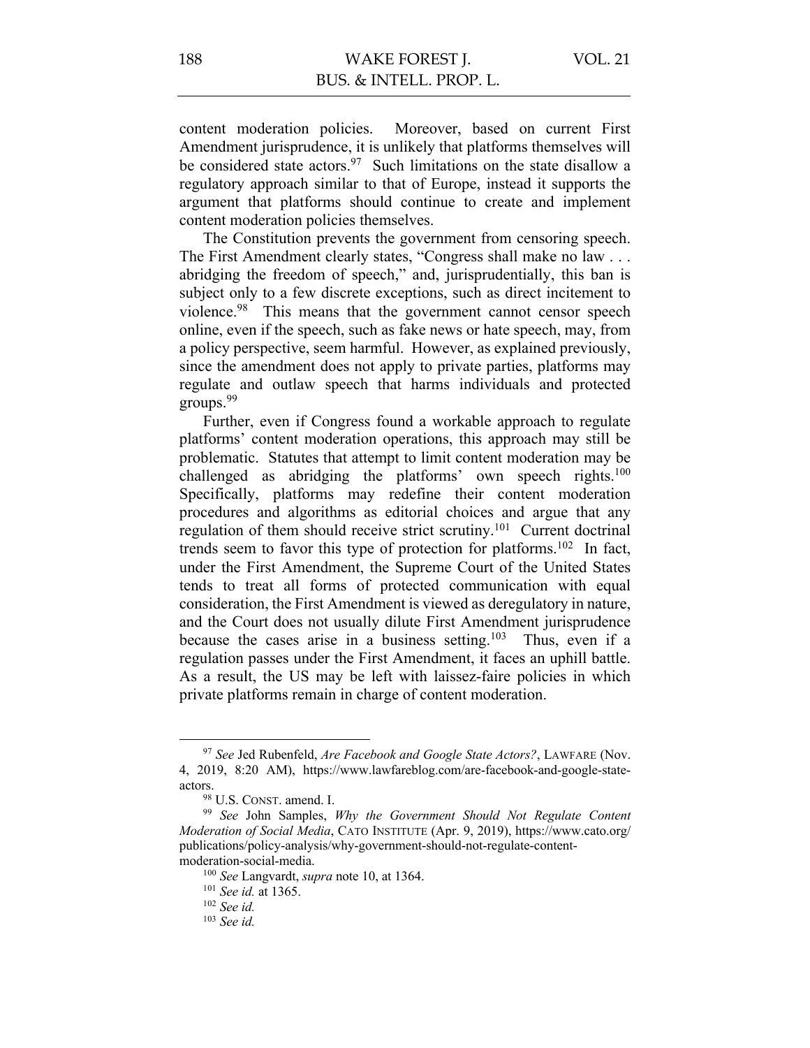content moderation policies. Moreover, based on current First Amendment jurisprudence, it is unlikely that platforms themselves will be considered state actors.[97] Such limitations on the state disallow a regulatory approach similar to that of Europe, instead it supports the argument that platforms should continue to create and implement content moderation policies themselves.

The Constitution prevents the government from censoring speech. The First Amendment clearly states, "Congress shall make no law . . . abridging the freedom of speech," and, jurisprudentially, this ban is subject only to a few discrete exceptions, such as direct incitement to violence.[98] This means that the government cannot censor speech online, even if the speech, such as fake news or hate speech, may, from a policy perspective, seem harmful. However, as explained previously, since the amendment does not apply to private parties, platforms may regulate and outlaw speech that harms individuals and protected groups.[99]

Further, even if Congress found a workable approach to regulate platforms' content moderation operations, this approach may still be problematic. Statutes that attempt to limit content moderation may be challenged as abridging the platforms' own speech rights.[100] Specifically, platforms may redefine their content moderation procedures and algorithms as editorial choices and argue that any regulation of them should receive strict scrutiny.[101] Current doctrinal trends seem to favor this type of protection for platforms.[102] In fact, under the First Amendment, the Supreme Court of the United States tends to treat all forms of protected communication with equal consideration, the First Amendment is viewed as deregulatory in nature, and the Court does not usually dilute First Amendment jurisprudence because the cases arise in a business setting.[103] Thus, even if a regulation passes under the First Amendment, it faces an uphill battle. As a result, the US may be left with laissez-faire policies in which private platforms remain in charge of content moderation.

---

[97] *See* Jed Rubenfeld, *Are Facebook and Google State Actors?*, LAWFARE (Nov. 4, 2019, 8:20 AM), https://www.lawfareblog.com/are-facebook-and-google-state-actors.

[98] U.S. CONST. amend. I.

[99] *See* John Samples, *Why the Government Should Not Regulate Content Moderation of Social Media*, CATO INSTITUTE (Apr. 9, 2019), https://www.cato.org/publications/policy-analysis/why-government-should-not-regulate-content-moderation-social-media.

[100] *See* Langvardt, *supra* note 10, at 1364.

[101] *See id.* at 1365.

[102] *See id.*

[103] *See id.*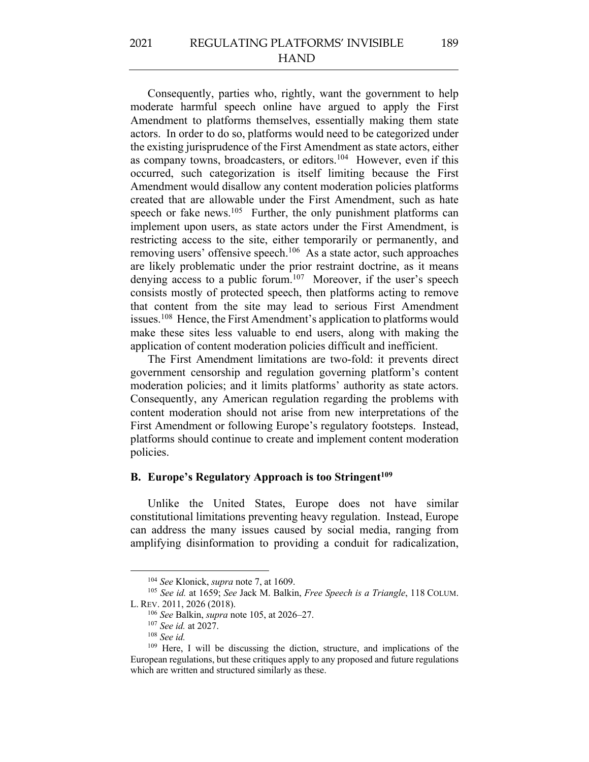Consequently, parties who, rightly, want the government to help moderate harmful speech online have argued to apply the First Amendment to platforms themselves, essentially making them state actors. In order to do so, platforms would need to be categorized under the existing jurisprudence of the First Amendment as state actors, either as company towns, broadcasters, or editors.[104] However, even if this occurred, such categorization is itself limiting because the First Amendment would disallow any content moderation policies platforms created that are allowable under the First Amendment, such as hate speech or fake news.[105] Further, the only punishment platforms can implement upon users, as state actors under the First Amendment, is restricting access to the site, either temporarily or permanently, and removing users' offensive speech.[106] As a state actor, such approaches are likely problematic under the prior restraint doctrine, as it means denying access to a public forum.[107] Moreover, if the user's speech consists mostly of protected speech, then platforms acting to remove that content from the site may lead to serious First Amendment issues.[108] Hence, the First Amendment's application to platforms would make these sites less valuable to end users, along with making the application of content moderation policies difficult and inefficient.

The First Amendment limitations are two-fold: it prevents direct government censorship and regulation governing platform's content moderation policies; and it limits platforms' authority as state actors. Consequently, any American regulation regarding the problems with content moderation should not arise from new interpretations of the First Amendment or following Europe's regulatory footsteps. Instead, platforms should continue to create and implement content moderation policies.

### B. Europe's Regulatory Approach is too Stringent[109]

Unlike the United States, Europe does not have similar constitutional limitations preventing heavy regulation. Instead, Europe can address the many issues caused by social media, ranging from amplifying disinformation to providing a conduit for radicalization,

---

[104] *See* Klonick, *supra* note 7, at 1609.

[105] *See id.* at 1659; *See* Jack M. Balkin, *Free Speech is a Triangle*, 118 COLUM. L. REV. 2011, 2026 (2018).

[106] *See* Balkin, *supra* note 105, at 2026–27.

[107] *See id.* at 2027.

[108] *See id.*

[109] Here, I will be discussing the diction, structure, and implications of the European regulations, but these critiques apply to any proposed and future regulations which are written and structured similarly as these.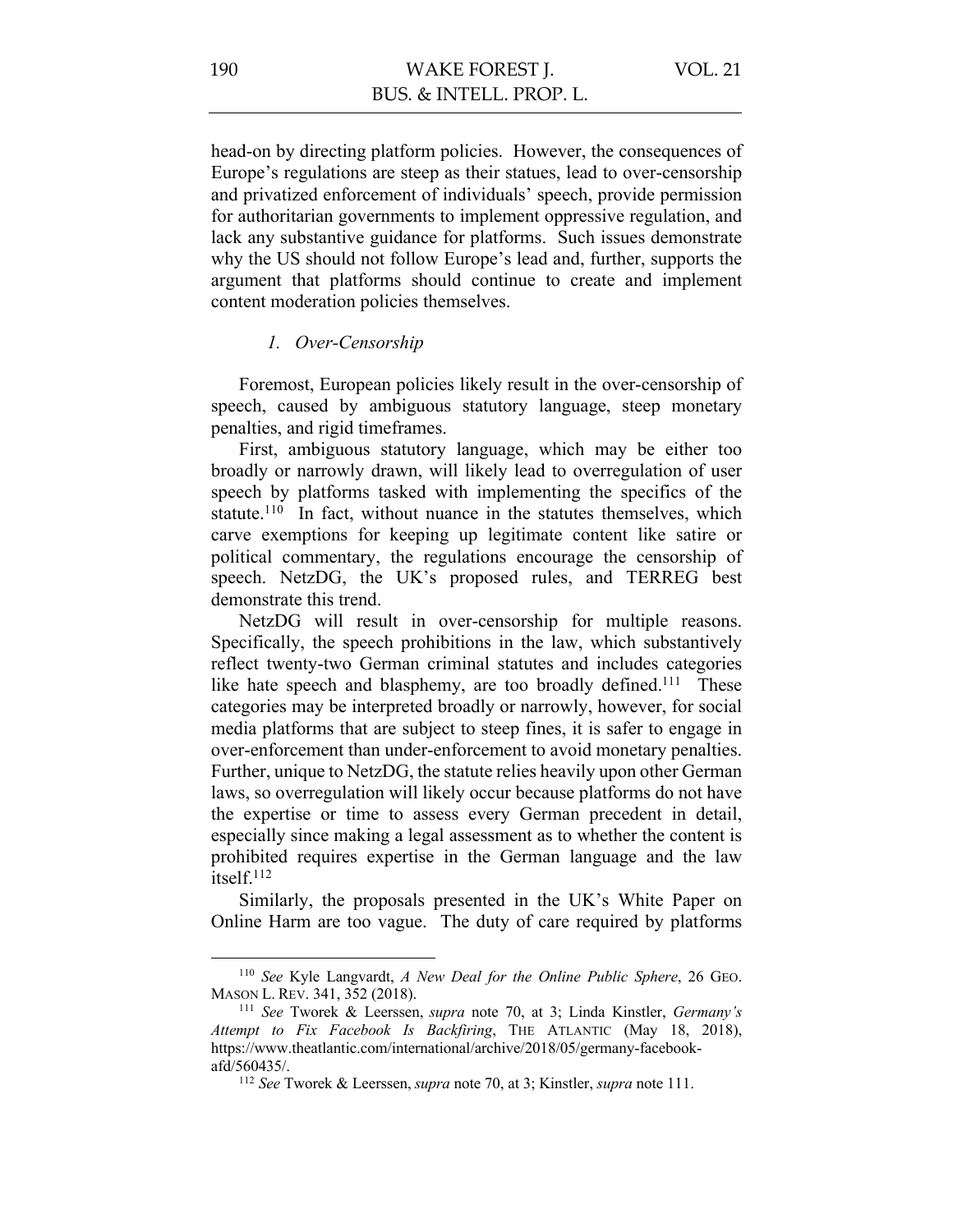head-on by directing platform policies. However, the consequences of Europe's regulations are steep as their statues, lead to over-censorship and privatized enforcement of individuals' speech, provide permission for authoritarian governments to implement oppressive regulation, and lack any substantive guidance for platforms. Such issues demonstrate why the US should not follow Europe's lead and, further, supports the argument that platforms should continue to create and implement content moderation policies themselves.

#### *1. Over-Censorship*

Foremost, European policies likely result in the over-censorship of speech, caused by ambiguous statutory language, steep monetary penalties, and rigid timeframes.

First, ambiguous statutory language, which may be either too broadly or narrowly drawn, will likely lead to overregulation of user speech by platforms tasked with implementing the specifics of the statute.[110] In fact, without nuance in the statutes themselves, which carve exemptions for keeping up legitimate content like satire or political commentary, the regulations encourage the censorship of speech. NetzDG, the UK's proposed rules, and TERREG best demonstrate this trend.

NetzDG will result in over-censorship for multiple reasons. Specifically, the speech prohibitions in the law, which substantively reflect twenty-two German criminal statutes and includes categories like hate speech and blasphemy, are too broadly defined.[111] These categories may be interpreted broadly or narrowly, however, for social media platforms that are subject to steep fines, it is safer to engage in over-enforcement than under-enforcement to avoid monetary penalties. Further, unique to NetzDG, the statute relies heavily upon other German laws, so overregulation will likely occur because platforms do not have the expertise or time to assess every German precedent in detail, especially since making a legal assessment as to whether the content is prohibited requires expertise in the German language and the law itself.[112]

Similarly, the proposals presented in the UK's White Paper on Online Harm are too vague. The duty of care required by platforms

---

[110] *See* Kyle Langvardt, *A New Deal for the Online Public Sphere*, 26 GEO. MASON L. REV. 341, 352 (2018).

[111] *See* Tworek & Leerssen, *supra* note 70, at 3; Linda Kinstler, *Germany's Attempt to Fix Facebook Is Backfiring*, THE ATLANTIC (May 18, 2018), https://www.theatlantic.com/international/archive/2018/05/germany-facebook-afd/560435/.

[112] *See* Tworek & Leerssen, *supra* note 70, at 3; Kinstler, *supra* note 111.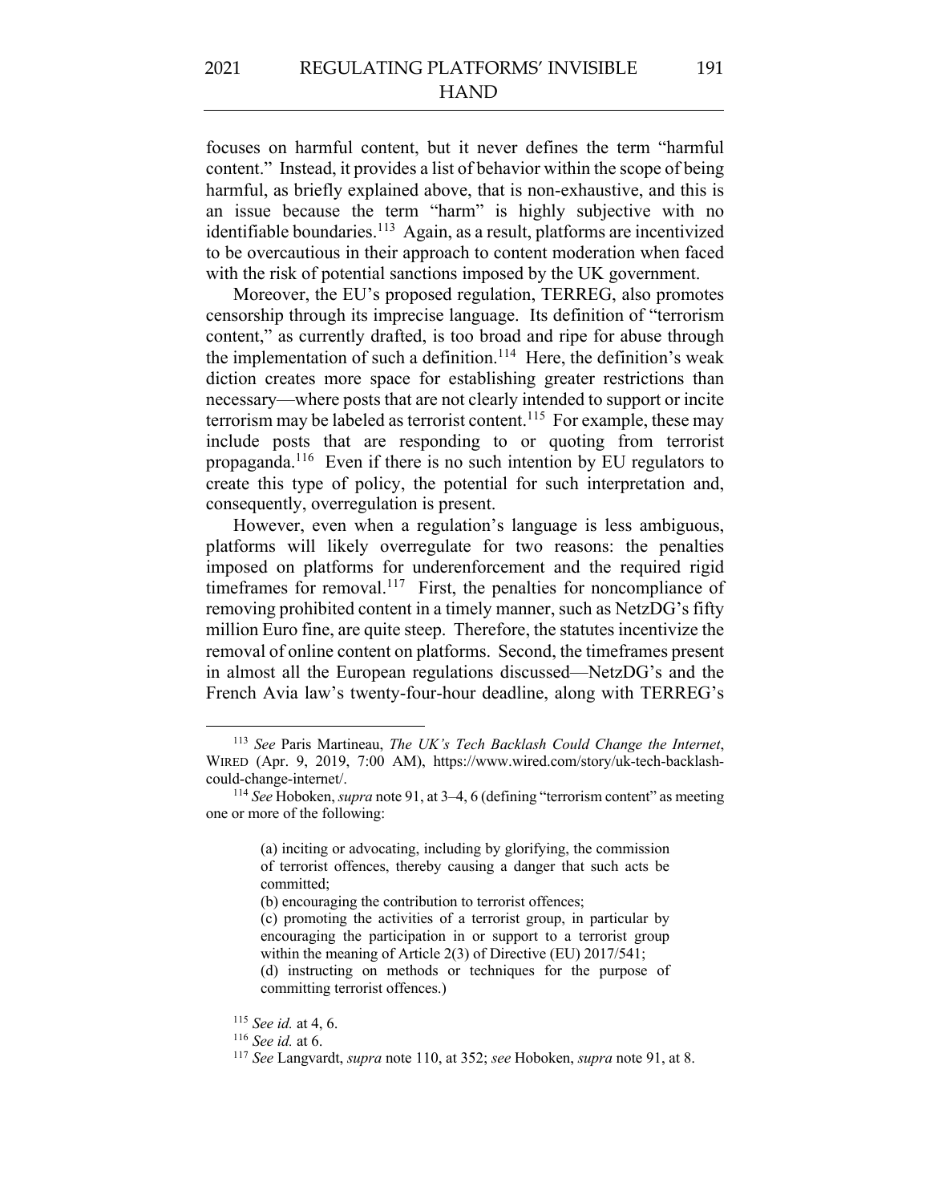focuses on harmful content, but it never defines the term "harmful content." Instead, it provides a list of behavior within the scope of being harmful, as briefly explained above, that is non-exhaustive, and this is an issue because the term "harm" is highly subjective with no identifiable boundaries.[113] Again, as a result, platforms are incentivized to be overcautious in their approach to content moderation when faced with the risk of potential sanctions imposed by the UK government.

Moreover, the EU's proposed regulation, TERREG, also promotes censorship through its imprecise language. Its definition of "terrorism content," as currently drafted, is too broad and ripe for abuse through the implementation of such a definition.[114] Here, the definition's weak diction creates more space for establishing greater restrictions than necessary—where posts that are not clearly intended to support or incite terrorism may be labeled as terrorist content.[115] For example, these may include posts that are responding to or quoting from terrorist propaganda.[116] Even if there is no such intention by EU regulators to create this type of policy, the potential for such interpretation and, consequently, overregulation is present.

However, even when a regulation's language is less ambiguous, platforms will likely overregulate for two reasons: the penalties imposed on platforms for underenforcement and the required rigid timeframes for removal.[117] First, the penalties for noncompliance of removing prohibited content in a timely manner, such as NetzDG's fifty million Euro fine, are quite steep. Therefore, the statutes incentivize the removal of online content on platforms. Second, the timeframes present in almost all the European regulations discussed—NetzDG's and the French Avia law's twenty-four-hour deadline, along with TERREG's

---

[113] *See* Paris Martineau, *The UK's Tech Backlash Could Change the Internet*, WIRED (Apr. 9, 2019, 7:00 AM), https://www.wired.com/story/uk-tech-backlash-could-change-internet/.

[114] *See* Hoboken, *supra* note 91, at 3–4, 6 (defining "terrorism content" as meeting one or more of the following:

> (a) inciting or advocating, including by glorifying, the commission of terrorist offences, thereby causing a danger that such acts be committed;
> (b) encouraging the contribution to terrorist offences;
> (c) promoting the activities of a terrorist group, in particular by encouraging the participation in or support to a terrorist group within the meaning of Article 2(3) of Directive (EU) 2017/541;
> (d) instructing on methods or techniques for the purpose of committing terrorist offences.)

[115] *See id.* at 4, 6.

[116] *See id.* at 6.

[117] *See* Langvardt, *supra* note 110, at 352; *see* Hoboken, *supra* note 91, at 8.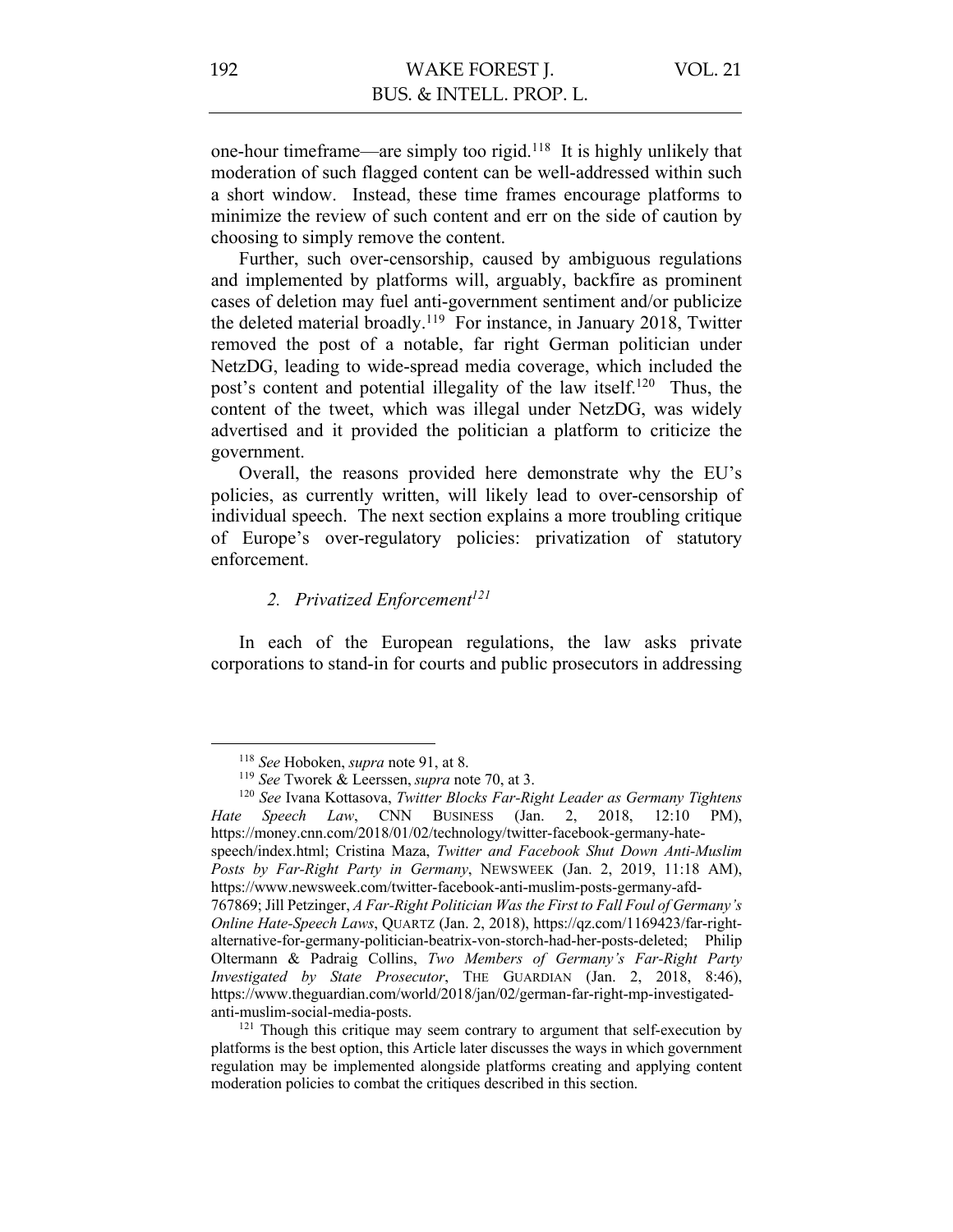one-hour timeframe—are simply too rigid.[118] It is highly unlikely that moderation of such flagged content can be well-addressed within such a short window. Instead, these time frames encourage platforms to minimize the review of such content and err on the side of caution by choosing to simply remove the content.

Further, such over-censorship, caused by ambiguous regulations and implemented by platforms will, arguably, backfire as prominent cases of deletion may fuel anti-government sentiment and/or publicize the deleted material broadly.[119] For instance, in January 2018, Twitter removed the post of a notable, far right German politician under NetzDG, leading to wide-spread media coverage, which included the post's content and potential illegality of the law itself.[120] Thus, the content of the tweet, which was illegal under NetzDG, was widely advertised and it provided the politician a platform to criticize the government.

Overall, the reasons provided here demonstrate why the EU's policies, as currently written, will likely lead to over-censorship of individual speech. The next section explains a more troubling critique of Europe's over-regulatory policies: privatization of statutory enforcement.

### *2. Privatized Enforcement*[121]

In each of the European regulations, the law asks private corporations to stand-in for courts and public prosecutors in addressing

---

[118] *See* Hoboken, *supra* note 91, at 8.

[119] *See* Tworek & Leerssen, *supra* note 70, at 3.

[120] *See* Ivana Kottasova, *Twitter Blocks Far-Right Leader as Germany Tightens Hate Speech Law*, CNN BUSINESS (Jan. 2, 2018, 12:10 PM), https://money.cnn.com/2018/01/02/technology/twitter-facebook-germany-hate-speech/index.html; Cristina Maza, *Twitter and Facebook Shut Down Anti-Muslim Posts by Far-Right Party in Germany*, NEWSWEEK (Jan. 2, 2019, 11:18 AM), https://www.newsweek.com/twitter-facebook-anti-muslim-posts-germany-afd-767869; Jill Petzinger, *A Far-Right Politician Was the First to Fall Foul of Germany's Online Hate-Speech Laws*, QUARTZ (Jan. 2, 2018), https://qz.com/1169423/far-right-alternative-for-germany-politician-beatrix-von-storch-had-her-posts-deleted; Philip Oltermann & Padraig Collins, *Two Members of Germany's Far-Right Party Investigated by State Prosecutor*, THE GUARDIAN (Jan. 2, 2018, 8:46), https://www.theguardian.com/world/2018/jan/02/german-far-right-mp-investigated-anti-muslim-social-media-posts.

[121] Though this critique may seem contrary to argument that self-execution by platforms is the best option, this Article later discusses the ways in which government regulation may be implemented alongside platforms creating and applying content moderation policies to combat the critiques described in this section.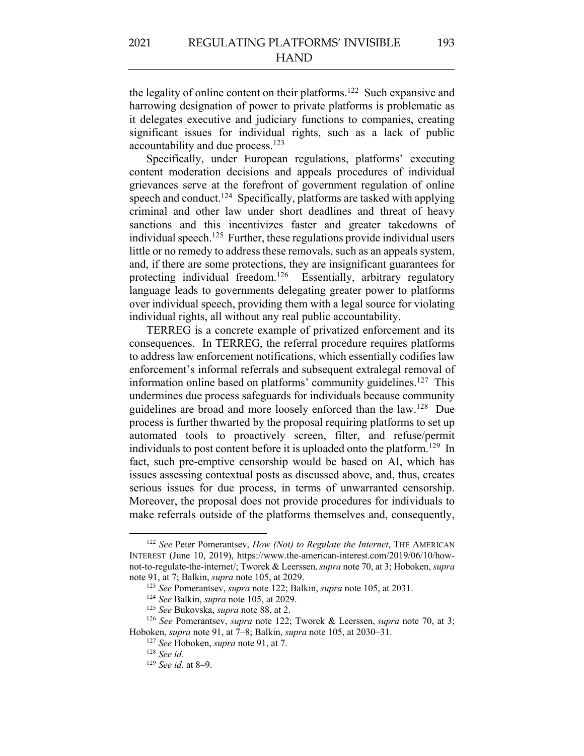the legality of online content on their platforms.[122] Such expansive and harrowing designation of power to private platforms is problematic as it delegates executive and judiciary functions to companies, creating significant issues for individual rights, such as a lack of public accountability and due process.[123]

Specifically, under European regulations, platforms' executing content moderation decisions and appeals procedures of individual grievances serve at the forefront of government regulation of online speech and conduct.[124] Specifically, platforms are tasked with applying criminal and other law under short deadlines and threat of heavy sanctions and this incentivizes faster and greater takedowns of individual speech.[125] Further, these regulations provide individual users little or no remedy to address these removals, such as an appeals system, and, if there are some protections, they are insignificant guarantees for protecting individual freedom.[126] Essentially, arbitrary regulatory language leads to governments delegating greater power to platforms over individual speech, providing them with a legal source for violating individual rights, all without any real public accountability.

TERREG is a concrete example of privatized enforcement and its consequences. In TERREG, the referral procedure requires platforms to address law enforcement notifications, which essentially codifies law enforcement's informal referrals and subsequent extralegal removal of information online based on platforms' community guidelines.[127] This undermines due process safeguards for individuals because community guidelines are broad and more loosely enforced than the law.[128] Due process is further thwarted by the proposal requiring platforms to set up automated tools to proactively screen, filter, and refuse/permit individuals to post content before it is uploaded onto the platform.[129] In fact, such pre-emptive censorship would be based on AI, which has issues assessing contextual posts as discussed above, and, thus, creates serious issues for due process, in terms of unwarranted censorship. Moreover, the proposal does not provide procedures for individuals to make referrals outside of the platforms themselves and, consequently,

---

[122] *See* Peter Pomerantsev, *How (Not) to Regulate the Internet*, THE AMERICAN INTEREST (June 10, 2019), https://www.the-american-interest.com/2019/06/10/how-not-to-regulate-the-internet/; Tworek & Leerssen, *supra* note 70, at 3; Hoboken, *supra* note 91, at 7; Balkin, *supra* note 105, at 2029.

[123] *See* Pomerantsev, *supra* note 122; Balkin, *supra* note 105, at 2031.

[124] *See* Balkin, *supra* note 105, at 2029.

[125] *See* Bukovska, *supra* note 88, at 2.

[126] *See* Pomerantsev, *supra* note 122; Tworek & Leerssen, *supra* note 70, at 3; Hoboken, *supra* note 91, at 7–8; Balkin, *supra* note 105, at 2030–31.

[127] *See* Hoboken, *supra* note 91, at 7.

[128] *See id.*

[129] *See id.* at 8–9.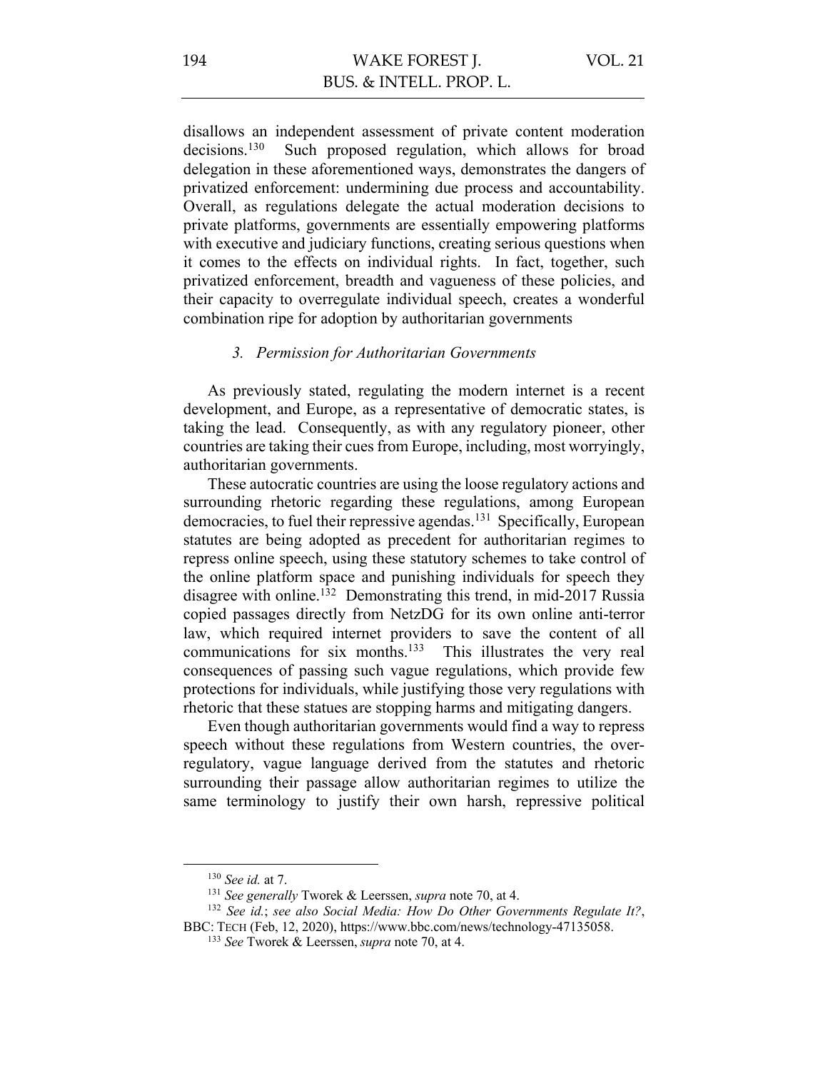disallows an independent assessment of private content moderation decisions.[130] Such proposed regulation, which allows for broad delegation in these aforementioned ways, demonstrates the dangers of privatized enforcement: undermining due process and accountability. Overall, as regulations delegate the actual moderation decisions to private platforms, governments are essentially empowering platforms with executive and judiciary functions, creating serious questions when it comes to the effects on individual rights. In fact, together, such privatized enforcement, breadth and vagueness of these policies, and their capacity to overregulate individual speech, creates a wonderful combination ripe for adoption by authoritarian governments

### *3. Permission for Authoritarian Governments*

As previously stated, regulating the modern internet is a recent development, and Europe, as a representative of democratic states, is taking the lead. Consequently, as with any regulatory pioneer, other countries are taking their cues from Europe, including, most worryingly, authoritarian governments.

These autocratic countries are using the loose regulatory actions and surrounding rhetoric regarding these regulations, among European democracies, to fuel their repressive agendas.[131] Specifically, European statutes are being adopted as precedent for authoritarian regimes to repress online speech, using these statutory schemes to take control of the online platform space and punishing individuals for speech they disagree with online.[132] Demonstrating this trend, in mid-2017 Russia copied passages directly from NetzDG for its own online anti-terror law, which required internet providers to save the content of all communications for six months.[133] This illustrates the very real consequences of passing such vague regulations, which provide few protections for individuals, while justifying those very regulations with rhetoric that these statues are stopping harms and mitigating dangers.

Even though authoritarian governments would find a way to repress speech without these regulations from Western countries, the over-regulatory, vague language derived from the statutes and rhetoric surrounding their passage allow authoritarian regimes to utilize the same terminology to justify their own harsh, repressive political

---

[130] *See id.* at 7.

[131] *See generally* Tworek & Leerssen, *supra* note 70, at 4.

[132] *See id.*; *see also Social Media: How Do Other Governments Regulate It?*, BBC: TECH (Feb, 12, 2020), https://www.bbc.com/news/technology-47135058.

[133] *See* Tworek & Leerssen, *supra* note 70, at 4.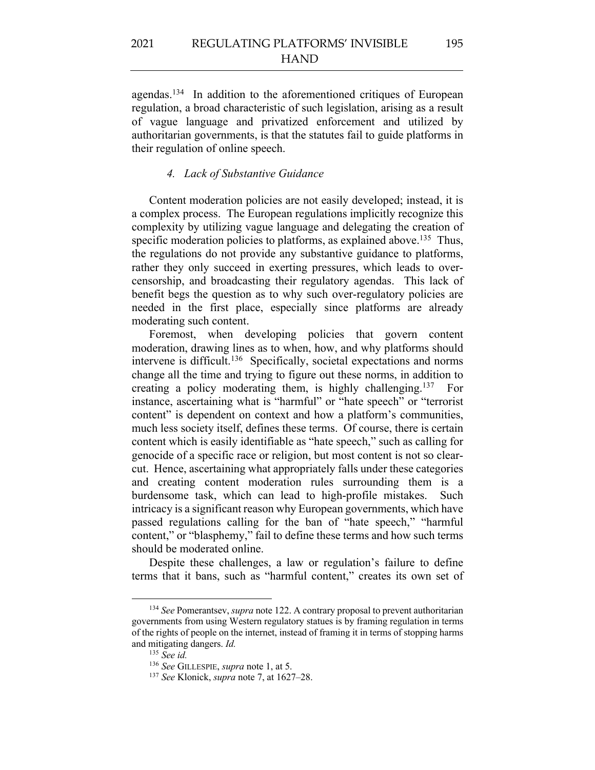agendas.[134] In addition to the aforementioned critiques of European regulation, a broad characteristic of such legislation, arising as a result of vague language and privatized enforcement and utilized by authoritarian governments, is that the statutes fail to guide platforms in their regulation of online speech.

#### *4. Lack of Substantive Guidance*

Content moderation policies are not easily developed; instead, it is a complex process. The European regulations implicitly recognize this complexity by utilizing vague language and delegating the creation of specific moderation policies to platforms, as explained above.[135] Thus, the regulations do not provide any substantive guidance to platforms, rather they only succeed in exerting pressures, which leads to over-censorship, and broadcasting their regulatory agendas. This lack of benefit begs the question as to why such over-regulatory policies are needed in the first place, especially since platforms are already moderating such content.

Foremost, when developing policies that govern content moderation, drawing lines as to when, how, and why platforms should intervene is difficult.[136] Specifically, societal expectations and norms change all the time and trying to figure out these norms, in addition to creating a policy moderating them, is highly challenging.[137] For instance, ascertaining what is "harmful" or "hate speech" or "terrorist content" is dependent on context and how a platform's communities, much less society itself, defines these terms. Of course, there is certain content which is easily identifiable as "hate speech," such as calling for genocide of a specific race or religion, but most content is not so clear-cut. Hence, ascertaining what appropriately falls under these categories and creating content moderation rules surrounding them is a burdensome task, which can lead to high-profile mistakes. Such intricacy is a significant reason why European governments, which have passed regulations calling for the ban of "hate speech," "harmful content," or "blasphemy," fail to define these terms and how such terms should be moderated online.

Despite these challenges, a law or regulation's failure to define terms that it bans, such as "harmful content," creates its own set of

---

[134] *See* Pomerantsev, *supra* note 122. A contrary proposal to prevent authoritarian governments from using Western regulatory statues is by framing regulation in terms of the rights of people on the internet, instead of framing it in terms of stopping harms and mitigating dangers. *Id.*

[135] *See id.*

[136] *See* GILLESPIE, *supra* note 1, at 5.

[137] *See* Klonick, *supra* note 7, at 1627–28.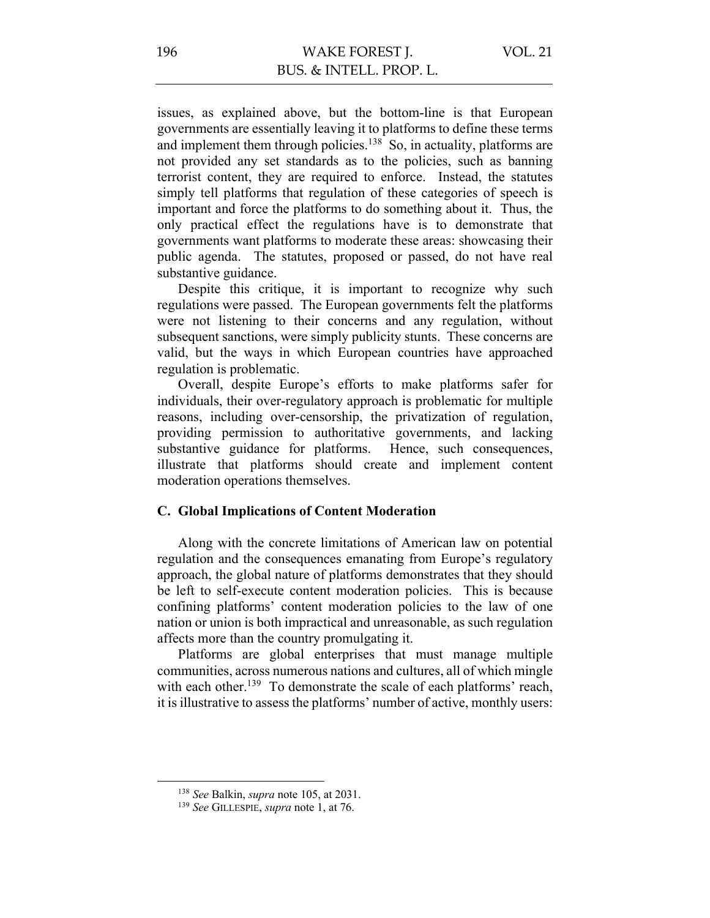issues, as explained above, but the bottom-line is that European governments are essentially leaving it to platforms to define these terms and implement them through policies.[138] So, in actuality, platforms are not provided any set standards as to the policies, such as banning terrorist content, they are required to enforce. Instead, the statutes simply tell platforms that regulation of these categories of speech is important and force the platforms to do something about it. Thus, the only practical effect the regulations have is to demonstrate that governments want platforms to moderate these areas: showcasing their public agenda. The statutes, proposed or passed, do not have real substantive guidance.

Despite this critique, it is important to recognize why such regulations were passed. The European governments felt the platforms were not listening to their concerns and any regulation, without subsequent sanctions, were simply publicity stunts. These concerns are valid, but the ways in which European countries have approached regulation is problematic.

Overall, despite Europe's efforts to make platforms safer for individuals, their over-regulatory approach is problematic for multiple reasons, including over-censorship, the privatization of regulation, providing permission to authoritative governments, and lacking substantive guidance for platforms. Hence, such consequences, illustrate that platforms should create and implement content moderation operations themselves.

### C. Global Implications of Content Moderation

Along with the concrete limitations of American law on potential regulation and the consequences emanating from Europe's regulatory approach, the global nature of platforms demonstrates that they should be left to self-execute content moderation policies. This is because confining platforms' content moderation policies to the law of one nation or union is both impractical and unreasonable, as such regulation affects more than the country promulgating it.

Platforms are global enterprises that must manage multiple communities, across numerous nations and cultures, all of which mingle with each other.[139] To demonstrate the scale of each platforms' reach, it is illustrative to assess the platforms' number of active, monthly users:

---

[138] *See* Balkin, *supra* note 105, at 2031.

[139] *See* GILLESPIE, *supra* note 1, at 76.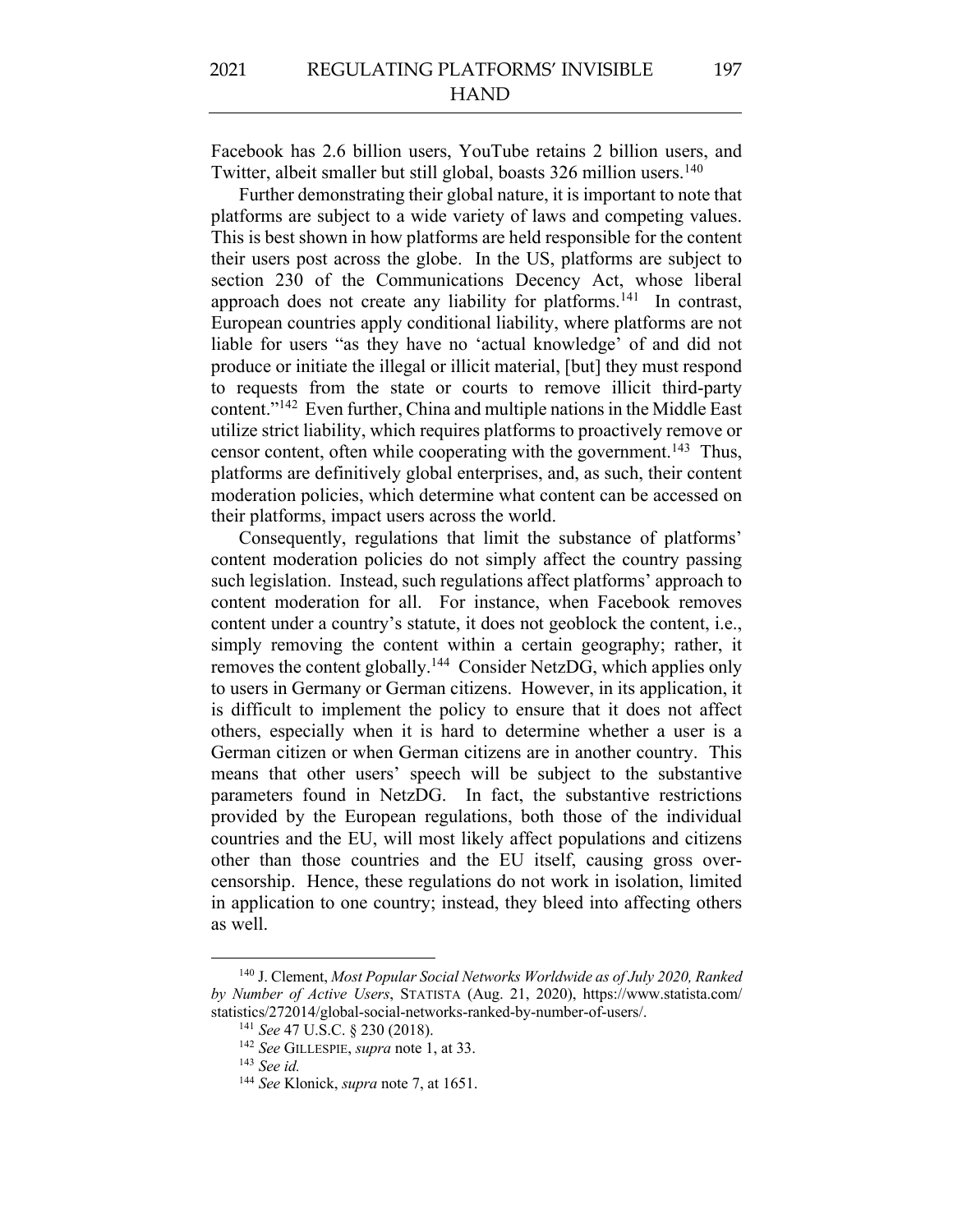Facebook has 2.6 billion users, YouTube retains 2 billion users, and Twitter, albeit smaller but still global, boasts 326 million users.[140]

Further demonstrating their global nature, it is important to note that platforms are subject to a wide variety of laws and competing values. This is best shown in how platforms are held responsible for the content their users post across the globe. In the US, platforms are subject to section 230 of the Communications Decency Act, whose liberal approach does not create any liability for platforms.[141] In contrast, European countries apply conditional liability, where platforms are not liable for users "as they have no 'actual knowledge' of and did not produce or initiate the illegal or illicit material, [but] they must respond to requests from the state or courts to remove illicit third-party content."[142] Even further, China and multiple nations in the Middle East utilize strict liability, which requires platforms to proactively remove or censor content, often while cooperating with the government.[143] Thus, platforms are definitively global enterprises, and, as such, their content moderation policies, which determine what content can be accessed on their platforms, impact users across the world.

Consequently, regulations that limit the substance of platforms' content moderation policies do not simply affect the country passing such legislation. Instead, such regulations affect platforms' approach to content moderation for all. For instance, when Facebook removes content under a country's statute, it does not geoblock the content, i.e., simply removing the content within a certain geography; rather, it removes the content globally.[144] Consider NetzDG, which applies only to users in Germany or German citizens. However, in its application, it is difficult to implement the policy to ensure that it does not affect others, especially when it is hard to determine whether a user is a German citizen or when German citizens are in another country. This means that other users' speech will be subject to the substantive parameters found in NetzDG. In fact, the substantive restrictions provided by the European regulations, both those of the individual countries and the EU, will most likely affect populations and citizens other than those countries and the EU itself, causing gross over-censorship. Hence, these regulations do not work in isolation, limited in application to one country; instead, they bleed into affecting others as well.

---

[140] J. Clement, *Most Popular Social Networks Worldwide as of July 2020, Ranked by Number of Active Users*, STATISTA (Aug. 21, 2020), https://www.statista.com/statistics/272014/global-social-networks-ranked-by-number-of-users/.

[141] *See* 47 U.S.C. § 230 (2018).

[142] *See* GILLESPIE, *supra* note 1, at 33.

[143] *See id.*

[144] *See* Klonick, *supra* note 7, at 1651.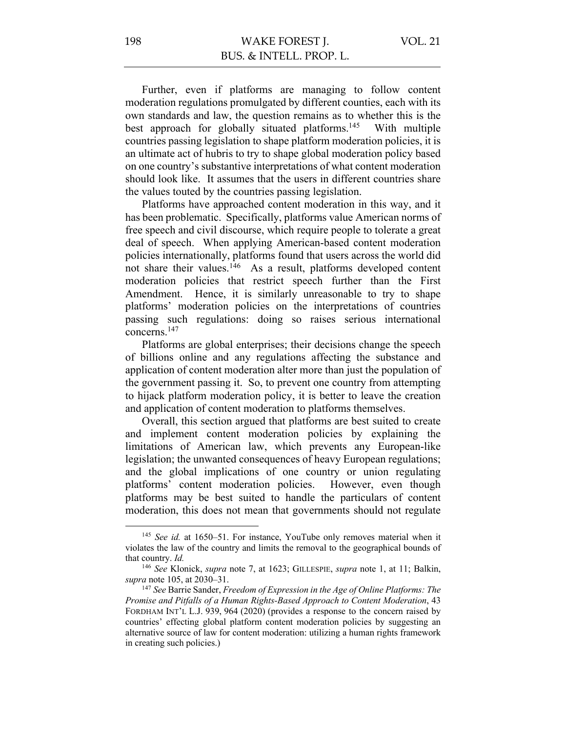Further, even if platforms are managing to follow content moderation regulations promulgated by different counties, each with its own standards and law, the question remains as to whether this is the best approach for globally situated platforms.[145] With multiple countries passing legislation to shape platform moderation policies, it is an ultimate act of hubris to try to shape global moderation policy based on one country's substantive interpretations of what content moderation should look like. It assumes that the users in different countries share the values touted by the countries passing legislation.

Platforms have approached content moderation in this way, and it has been problematic. Specifically, platforms value American norms of free speech and civil discourse, which require people to tolerate a great deal of speech. When applying American-based content moderation policies internationally, platforms found that users across the world did not share their values.[146] As a result, platforms developed content moderation policies that restrict speech further than the First Amendment. Hence, it is similarly unreasonable to try to shape platforms' moderation policies on the interpretations of countries passing such regulations: doing so raises serious international concerns.[147]

Platforms are global enterprises; their decisions change the speech of billions online and any regulations affecting the substance and application of content moderation alter more than just the population of the government passing it. So, to prevent one country from attempting to hijack platform moderation policy, it is better to leave the creation and application of content moderation to platforms themselves.

Overall, this section argued that platforms are best suited to create and implement content moderation policies by explaining the limitations of American law, which prevents any European-like legislation; the unwanted consequences of heavy European regulations; and the global implications of one country or union regulating platforms' content moderation policies. However, even though platforms may be best suited to handle the particulars of content moderation, this does not mean that governments should not regulate

---

[145] *See id.* at 1650–51. For instance, YouTube only removes material when it violates the law of the country and limits the removal to the geographical bounds of that country. *Id.*

[146] *See* Klonick, *supra* note 7, at 1623; GILLESPIE, *supra* note 1, at 11; Balkin, *supra* note 105, at 2030–31.

[147] *See* Barrie Sander, *Freedom of Expression in the Age of Online Platforms: The Promise and Pitfalls of a Human Rights-Based Approach to Content Moderation*, 43 FORDHAM INT'L L.J. 939, 964 (2020) (provides a response to the concern raised by countries' effecting global platform content moderation policies by suggesting an alternative source of law for content moderation: utilizing a human rights framework in creating such policies.)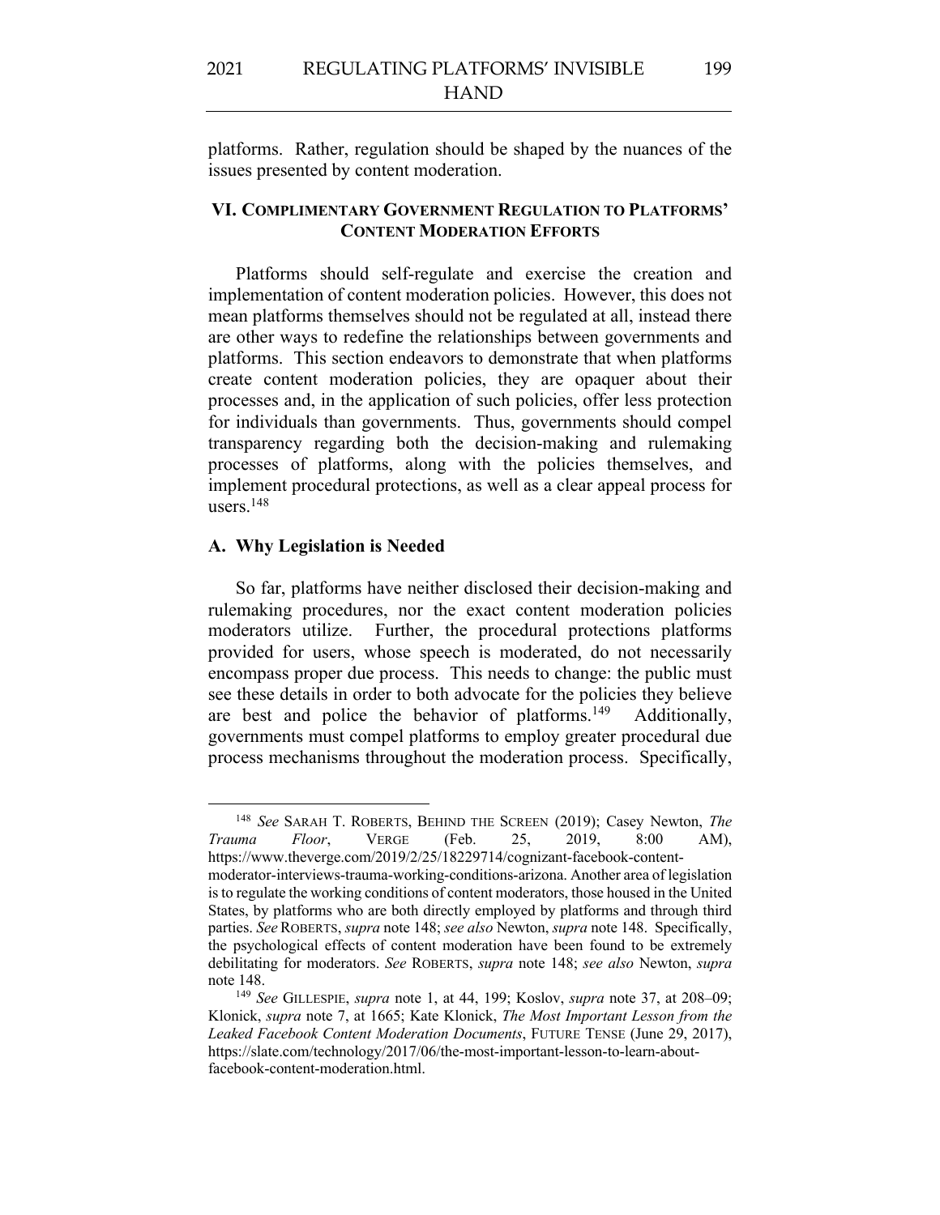platforms. Rather, regulation should be shaped by the nuances of the issues presented by content moderation.

## VI. COMPLIMENTARY GOVERNMENT REGULATION TO PLATFORMS' CONTENT MODERATION EFFORTS

Platforms should self-regulate and exercise the creation and implementation of content moderation policies. However, this does not mean platforms themselves should not be regulated at all, instead there are other ways to redefine the relationships between governments and platforms. This section endeavors to demonstrate that when platforms create content moderation policies, they are opaquer about their processes and, in the application of such policies, offer less protection for individuals than governments. Thus, governments should compel transparency regarding both the decision-making and rulemaking processes of platforms, along with the policies themselves, and implement procedural protections, as well as a clear appeal process for users.[148]

### A. Why Legislation is Needed

So far, platforms have neither disclosed their decision-making and rulemaking procedures, nor the exact content moderation policies moderators utilize. Further, the procedural protections platforms provided for users, whose speech is moderated, do not necessarily encompass proper due process. This needs to change: the public must see these details in order to both advocate for the policies they believe are best and police the behavior of platforms.[149] Additionally, governments must compel platforms to employ greater procedural due process mechanisms throughout the moderation process. Specifically,

---

[148] *See* SARAH T. ROBERTS, BEHIND THE SCREEN (2019); Casey Newton, *The Trauma Floor*, VERGE (Feb. 25, 2019, 8:00 AM), https://www.theverge.com/2019/2/25/18229714/cognizant-facebook-content-moderator-interviews-trauma-working-conditions-arizona. Another area of legislation is to regulate the working conditions of content moderators, those housed in the United States, by platforms who are both directly employed by platforms and through third parties. *See* ROBERTS, *supra* note 148; *see also* Newton, *supra* note 148. Specifically, the psychological effects of content moderation have been found to be extremely debilitating for moderators. *See* ROBERTS, *supra* note 148; *see also* Newton, *supra* note 148.

[149] *See* GILLESPIE, *supra* note 1, at 44, 199; Koslov, *supra* note 37, at 208–09; Klonick, *supra* note 7, at 1665; Kate Klonick, *The Most Important Lesson from the Leaked Facebook Content Moderation Documents*, FUTURE TENSE (June 29, 2017), https://slate.com/technology/2017/06/the-most-important-lesson-to-learn-about-facebook-content-moderation.html.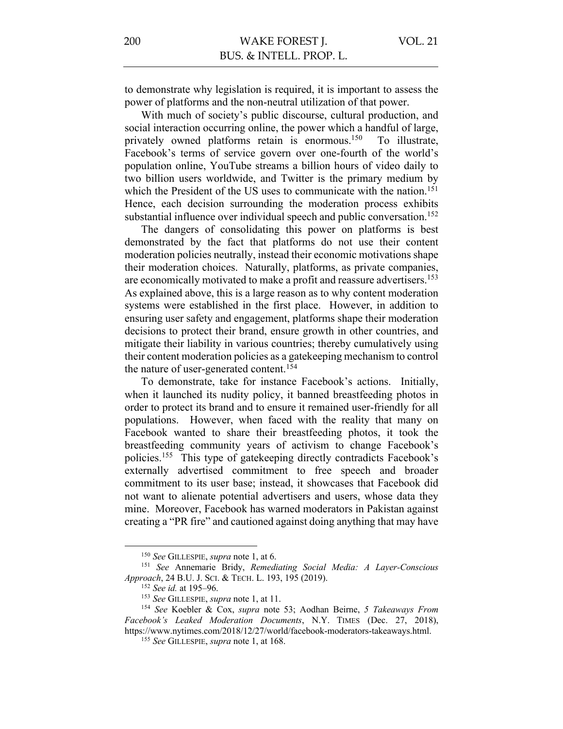to demonstrate why legislation is required, it is important to assess the power of platforms and the non-neutral utilization of that power.

With much of society's public discourse, cultural production, and social interaction occurring online, the power which a handful of large, privately owned platforms retain is enormous.[150] To illustrate, Facebook's terms of service govern over one-fourth of the world's population online, YouTube streams a billion hours of video daily to two billion users worldwide, and Twitter is the primary medium by which the President of the US uses to communicate with the nation.[151] Hence, each decision surrounding the moderation process exhibits substantial influence over individual speech and public conversation.[152]

The dangers of consolidating this power on platforms is best demonstrated by the fact that platforms do not use their content moderation policies neutrally, instead their economic motivations shape their moderation choices. Naturally, platforms, as private companies, are economically motivated to make a profit and reassure advertisers.[153] As explained above, this is a large reason as to why content moderation systems were established in the first place. However, in addition to ensuring user safety and engagement, platforms shape their moderation decisions to protect their brand, ensure growth in other countries, and mitigate their liability in various countries; thereby cumulatively using their content moderation policies as a gatekeeping mechanism to control the nature of user-generated content.[154]

To demonstrate, take for instance Facebook's actions. Initially, when it launched its nudity policy, it banned breastfeeding photos in order to protect its brand and to ensure it remained user-friendly for all populations. However, when faced with the reality that many on Facebook wanted to share their breastfeeding photos, it took the breastfeeding community years of activism to change Facebook's policies.[155] This type of gatekeeping directly contradicts Facebook's externally advertised commitment to free speech and broader commitment to its user base; instead, it showcases that Facebook did not want to alienate potential advertisers and users, whose data they mine. Moreover, Facebook has warned moderators in Pakistan against creating a "PR fire" and cautioned against doing anything that may have

---

[150] *See* GILLESPIE, *supra* note 1, at 6.

[151] *See* Annemarie Bridy, *Remediating Social Media: A Layer-Conscious Approach*, 24 B.U. J. SCI. & TECH. L. 193, 195 (2019).

[152] *See id.* at 195–96.

[153] *See* GILLESPIE, *supra* note 1, at 11.

[154] *See* Koebler & Cox, *supra* note 53; Aodhan Beirne, *5 Takeaways From Facebook's Leaked Moderation Documents*, N.Y. TIMES (Dec. 27, 2018), https://www.nytimes.com/2018/12/27/world/facebook-moderators-takeaways.html.

[155] *See* GILLESPIE, *supra* note 1, at 168.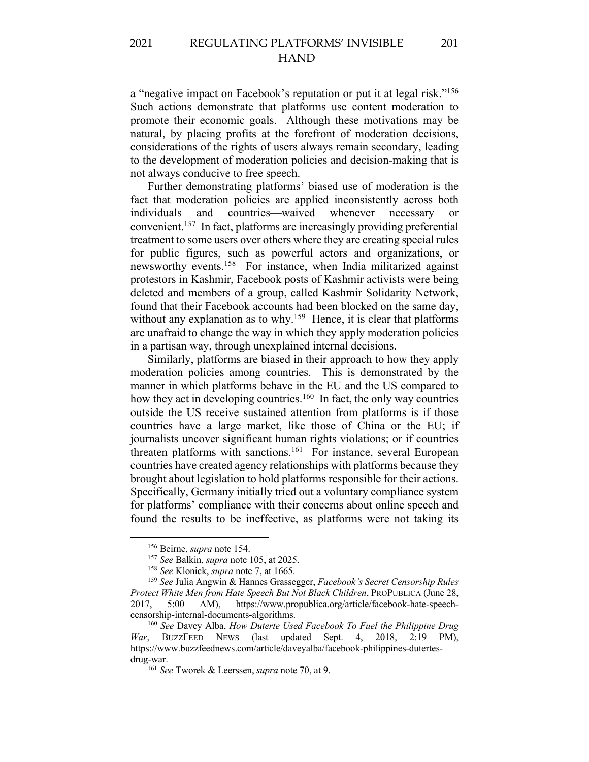a "negative impact on Facebook's reputation or put it at legal risk."[156] Such actions demonstrate that platforms use content moderation to promote their economic goals. Although these motivations may be natural, by placing profits at the forefront of moderation decisions, considerations of the rights of users always remain secondary, leading to the development of moderation policies and decision-making that is not always conducive to free speech.

Further demonstrating platforms' biased use of moderation is the fact that moderation policies are applied inconsistently across both individuals and countries—waived whenever necessary or convenient.[157] In fact, platforms are increasingly providing preferential treatment to some users over others where they are creating special rules for public figures, such as powerful actors and organizations, or newsworthy events.[158] For instance, when India militarized against protestors in Kashmir, Facebook posts of Kashmir activists were being deleted and members of a group, called Kashmir Solidarity Network, found that their Facebook accounts had been blocked on the same day, without any explanation as to why.[159] Hence, it is clear that platforms are unafraid to change the way in which they apply moderation policies in a partisan way, through unexplained internal decisions.

Similarly, platforms are biased in their approach to how they apply moderation policies among countries. This is demonstrated by the manner in which platforms behave in the EU and the US compared to how they act in developing countries.[160] In fact, the only way countries outside the US receive sustained attention from platforms is if those countries have a large market, like those of China or the EU; if journalists uncover significant human rights violations; or if countries threaten platforms with sanctions.[161] For instance, several European countries have created agency relationships with platforms because they brought about legislation to hold platforms responsible for their actions. Specifically, Germany initially tried out a voluntary compliance system for platforms' compliance with their concerns about online speech and found the results to be ineffective, as platforms were not taking its

---

[156] Beirne, *supra* note 154.

[157] *See* Balkin, *supra* note 105, at 2025.

[158] *See* Klonick, *supra* note 7, at 1665.

[159] *See* Julia Angwin & Hannes Grassegger, *Facebook's Secret Censorship Rules Protect White Men from Hate Speech But Not Black Children*, PROPUBLICA (June 28, 2017, 5:00 AM), https://www.propublica.org/article/facebook-hate-speech-censorship-internal-documents-algorithms.

[160] *See* Davey Alba, *How Duterte Used Facebook To Fuel the Philippine Drug War*, BUZZFEED NEWS (last updated Sept. 4, 2018, 2:19 PM), https://www.buzzfeednews.com/article/daveyalba/facebook-philippines-dutertes-drug-war.

[161] *See* Tworek & Leerssen, *supra* note 70, at 9.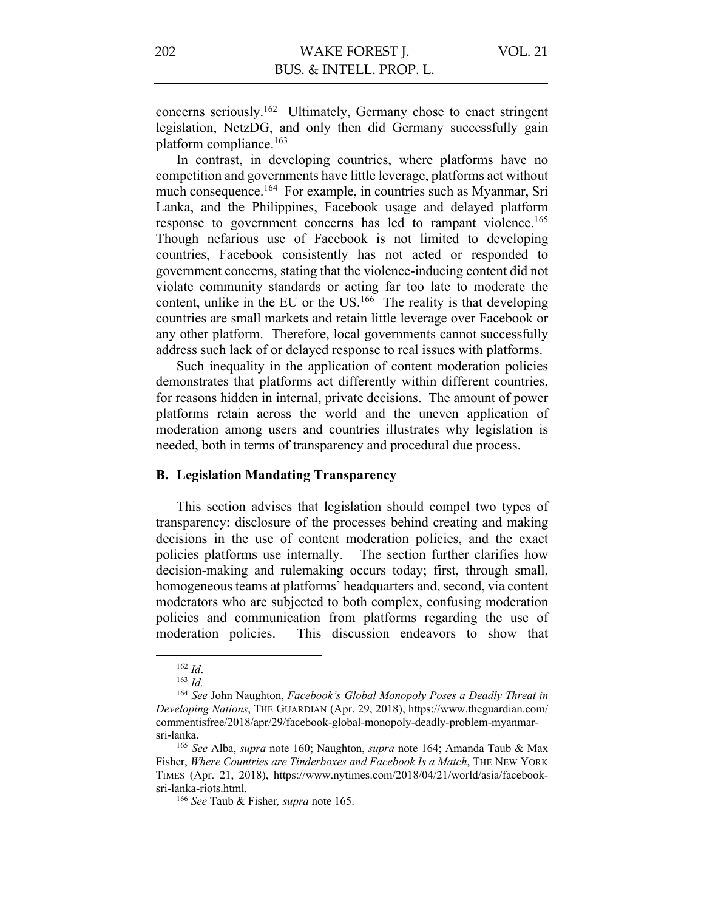concerns seriously.[162] Ultimately, Germany chose to enact stringent legislation, NetzDG, and only then did Germany successfully gain platform compliance.[163]

In contrast, in developing countries, where platforms have no competition and governments have little leverage, platforms act without much consequence.[164] For example, in countries such as Myanmar, Sri Lanka, and the Philippines, Facebook usage and delayed platform response to government concerns has led to rampant violence.[165] Though nefarious use of Facebook is not limited to developing countries, Facebook consistently has not acted or responded to government concerns, stating that the violence-inducing content did not violate community standards or acting far too late to moderate the content, unlike in the EU or the US.[166] The reality is that developing countries are small markets and retain little leverage over Facebook or any other platform. Therefore, local governments cannot successfully address such lack of or delayed response to real issues with platforms.

Such inequality in the application of content moderation policies demonstrates that platforms act differently within different countries, for reasons hidden in internal, private decisions. The amount of power platforms retain across the world and the uneven application of moderation among users and countries illustrates why legislation is needed, both in terms of transparency and procedural due process.

### B. Legislation Mandating Transparency

This section advises that legislation should compel two types of transparency: disclosure of the processes behind creating and making decisions in the use of content moderation policies, and the exact policies platforms use internally. The section further clarifies how decision-making and rulemaking occurs today; first, through small, homogeneous teams at platforms' headquarters and, second, via content moderators who are subjected to both complex, confusing moderation policies and communication from platforms regarding the use of moderation policies. This discussion endeavors to show that

---

[162] *Id*.

[163] *Id.*

[164] *See* John Naughton, *Facebook's Global Monopoly Poses a Deadly Threat in Developing Nations*, THE GUARDIAN (Apr. 29, 2018), https://www.theguardian.com/commentisfree/2018/apr/29/facebook-global-monopoly-deadly-problem-myanmar-sri-lanka.

[165] *See* Alba, *supra* note 160; Naughton, *supra* note 164; Amanda Taub & Max Fisher, *Where Countries are Tinderboxes and Facebook Is a Match*, THE NEW YORK TIMES (Apr. 21, 2018), https://www.nytimes.com/2018/04/21/world/asia/facebook-sri-lanka-riots.html.

[166] *See* Taub & Fisher*, supra* note 165.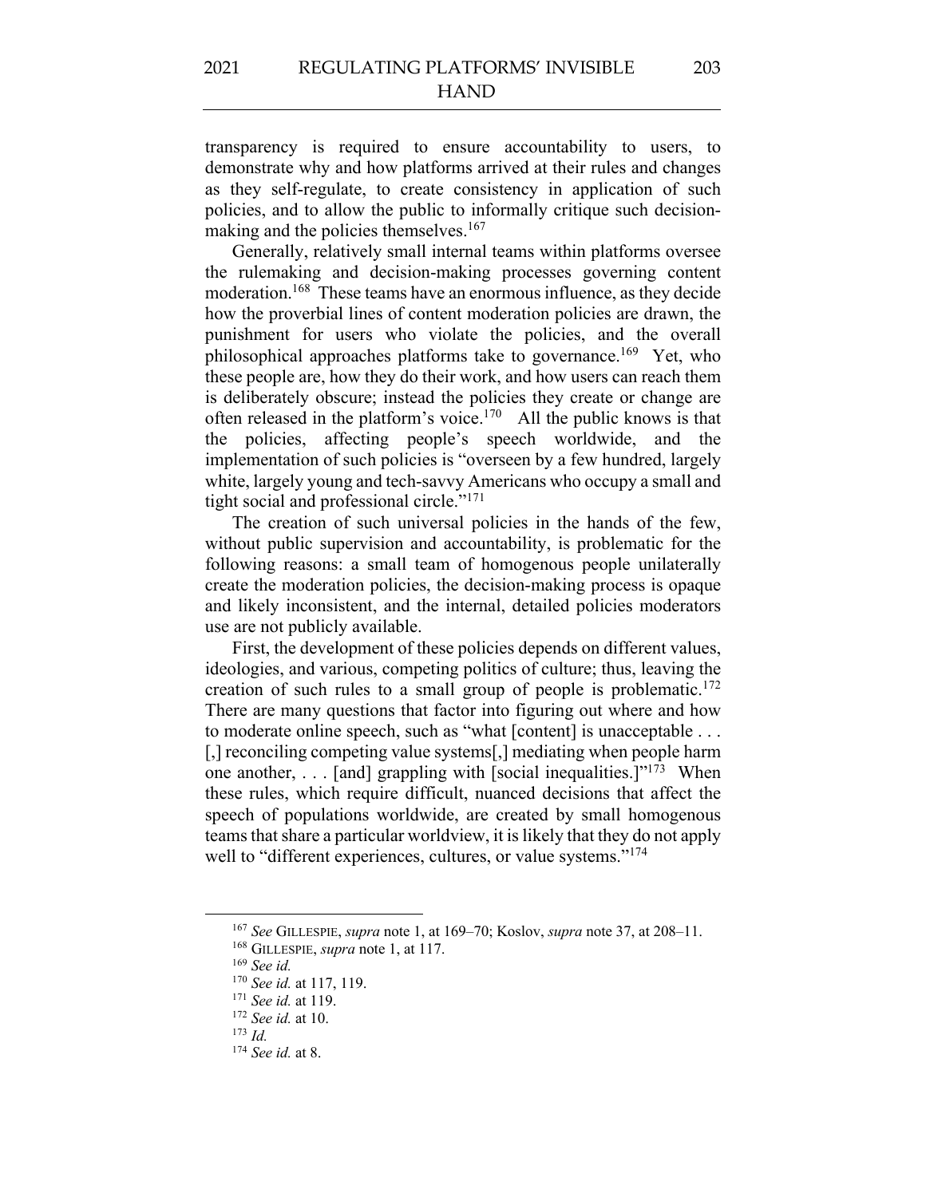transparency is required to ensure accountability to users, to demonstrate why and how platforms arrived at their rules and changes as they self-regulate, to create consistency in application of such policies, and to allow the public to informally critique such decision-making and the policies themselves.[167]

Generally, relatively small internal teams within platforms oversee the rulemaking and decision-making processes governing content moderation.[168] These teams have an enormous influence, as they decide how the proverbial lines of content moderation policies are drawn, the punishment for users who violate the policies, and the overall philosophical approaches platforms take to governance.[169] Yet, who these people are, how they do their work, and how users can reach them is deliberately obscure; instead the policies they create or change are often released in the platform's voice.[170] All the public knows is that the policies, affecting people's speech worldwide, and the implementation of such policies is "overseen by a few hundred, largely white, largely young and tech-savvy Americans who occupy a small and tight social and professional circle."[171]

The creation of such universal policies in the hands of the few, without public supervision and accountability, is problematic for the following reasons: a small team of homogenous people unilaterally create the moderation policies, the decision-making process is opaque and likely inconsistent, and the internal, detailed policies moderators use are not publicly available.

First, the development of these policies depends on different values, ideologies, and various, competing politics of culture; thus, leaving the creation of such rules to a small group of people is problematic.[172] There are many questions that factor into figuring out where and how to moderate online speech, such as "what [content] is unacceptable . . . [,] reconciling competing value systems[,] mediating when people harm one another, . . . [and] grappling with [social inequalities.]"[173] When these rules, which require difficult, nuanced decisions that affect the speech of populations worldwide, are created by small homogenous teams that share a particular worldview, it is likely that they do not apply well to "different experiences, cultures, or value systems."[174]

---

[167] *See* GILLESPIE, *supra* note 1, at 169–70; Koslov, *supra* note 37, at 208–11.

[168] GILLESPIE, *supra* note 1, at 117.

[169] *See id.*

[170] *See id.* at 117, 119.

[171] *See id.* at 119.

[172] *See id.* at 10.

[173] *Id.*

[174] *See id.* at 8.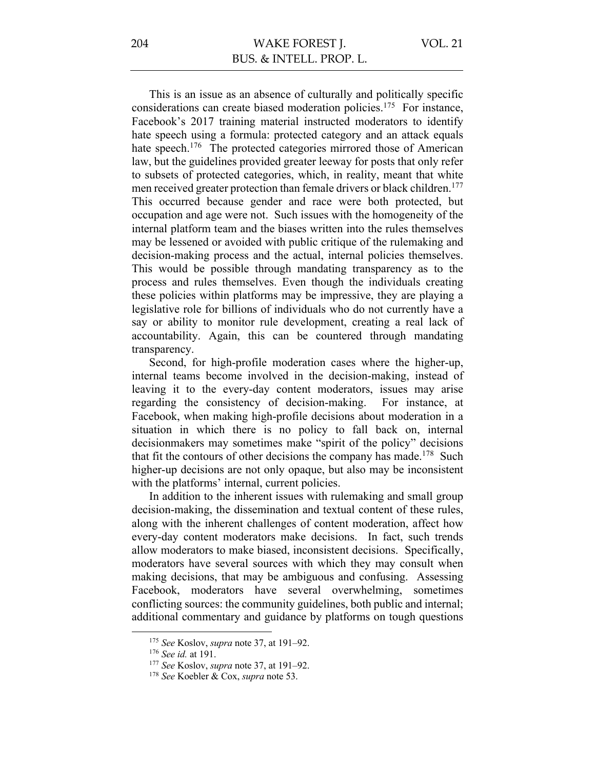This is an issue as an absence of culturally and politically specific considerations can create biased moderation policies.[175] For instance, Facebook's 2017 training material instructed moderators to identify hate speech using a formula: protected category and an attack equals hate speech.[176] The protected categories mirrored those of American law, but the guidelines provided greater leeway for posts that only refer to subsets of protected categories, which, in reality, meant that white men received greater protection than female drivers or black children.[177] This occurred because gender and race were both protected, but occupation and age were not. Such issues with the homogeneity of the internal platform team and the biases written into the rules themselves may be lessened or avoided with public critique of the rulemaking and decision-making process and the actual, internal policies themselves. This would be possible through mandating transparency as to the process and rules themselves. Even though the individuals creating these policies within platforms may be impressive, they are playing a legislative role for billions of individuals who do not currently have a say or ability to monitor rule development, creating a real lack of accountability. Again, this can be countered through mandating transparency.

Second, for high-profile moderation cases where the higher-up, internal teams become involved in the decision-making, instead of leaving it to the every-day content moderators, issues may arise regarding the consistency of decision-making. For instance, at Facebook, when making high-profile decisions about moderation in a situation in which there is no policy to fall back on, internal decisionmakers may sometimes make "spirit of the policy" decisions that fit the contours of other decisions the company has made.[178] Such higher-up decisions are not only opaque, but also may be inconsistent with the platforms' internal, current policies.

In addition to the inherent issues with rulemaking and small group decision-making, the dissemination and textual content of these rules, along with the inherent challenges of content moderation, affect how every-day content moderators make decisions. In fact, such trends allow moderators to make biased, inconsistent decisions. Specifically, moderators have several sources with which they may consult when making decisions, that may be ambiguous and confusing. Assessing Facebook, moderators have several overwhelming, sometimes conflicting sources: the community guidelines, both public and internal; additional commentary and guidance by platforms on tough questions

---

[175] *See* Koslov, *supra* note 37, at 191–92.

[176] *See id.* at 191.

[177] *See* Koslov, *supra* note 37, at 191–92.

[178] *See* Koebler & Cox, *supra* note 53.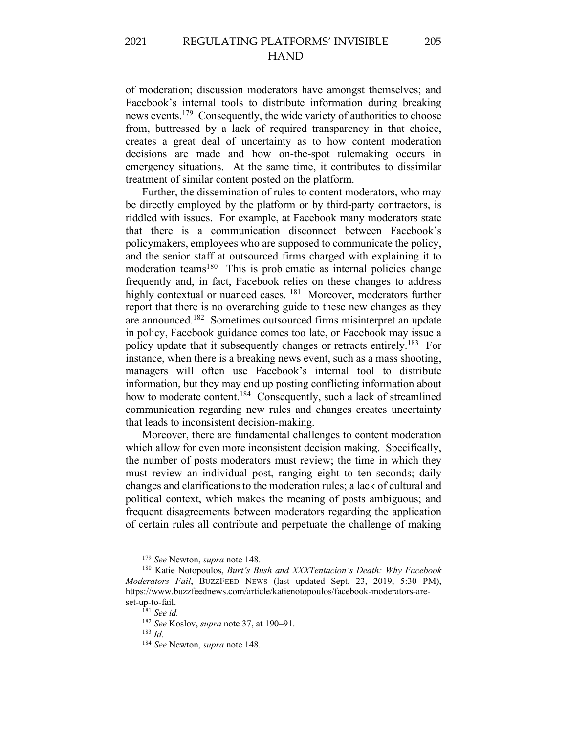of moderation; discussion moderators have amongst themselves; and Facebook's internal tools to distribute information during breaking news events.[179] Consequently, the wide variety of authorities to choose from, buttressed by a lack of required transparency in that choice, creates a great deal of uncertainty as to how content moderation decisions are made and how on-the-spot rulemaking occurs in emergency situations. At the same time, it contributes to dissimilar treatment of similar content posted on the platform.

Further, the dissemination of rules to content moderators, who may be directly employed by the platform or by third-party contractors, is riddled with issues. For example, at Facebook many moderators state that there is a communication disconnect between Facebook's policymakers, employees who are supposed to communicate the policy, and the senior staff at outsourced firms charged with explaining it to moderation teams[180] This is problematic as internal policies change frequently and, in fact, Facebook relies on these changes to address highly contextual or nuanced cases. [181] Moreover, moderators further report that there is no overarching guide to these new changes as they are announced.[182] Sometimes outsourced firms misinterpret an update in policy, Facebook guidance comes too late, or Facebook may issue a policy update that it subsequently changes or retracts entirely.[183] For instance, when there is a breaking news event, such as a mass shooting, managers will often use Facebook's internal tool to distribute information, but they may end up posting conflicting information about how to moderate content.[184] Consequently, such a lack of streamlined communication regarding new rules and changes creates uncertainty that leads to inconsistent decision-making.

Moreover, there are fundamental challenges to content moderation which allow for even more inconsistent decision making. Specifically, the number of posts moderators must review; the time in which they must review an individual post, ranging eight to ten seconds; daily changes and clarifications to the moderation rules; a lack of cultural and political context, which makes the meaning of posts ambiguous; and frequent disagreements between moderators regarding the application of certain rules all contribute and perpetuate the challenge of making

---

[179] *See* Newton, *supra* note 148.

[180] Katie Notopoulos, *Burt's Bush and XXXTentacion's Death: Why Facebook Moderators Fail*, BUZZFEED NEWS (last updated Sept. 23, 2019, 5:30 PM), https://www.buzzfeednews.com/article/katienotopoulos/facebook-moderators-are-set-up-to-fail.

[181] *See id.*

[182] *See* Koslov, *supra* note 37, at 190–91.

[183] *Id.*

[184] *See* Newton, *supra* note 148.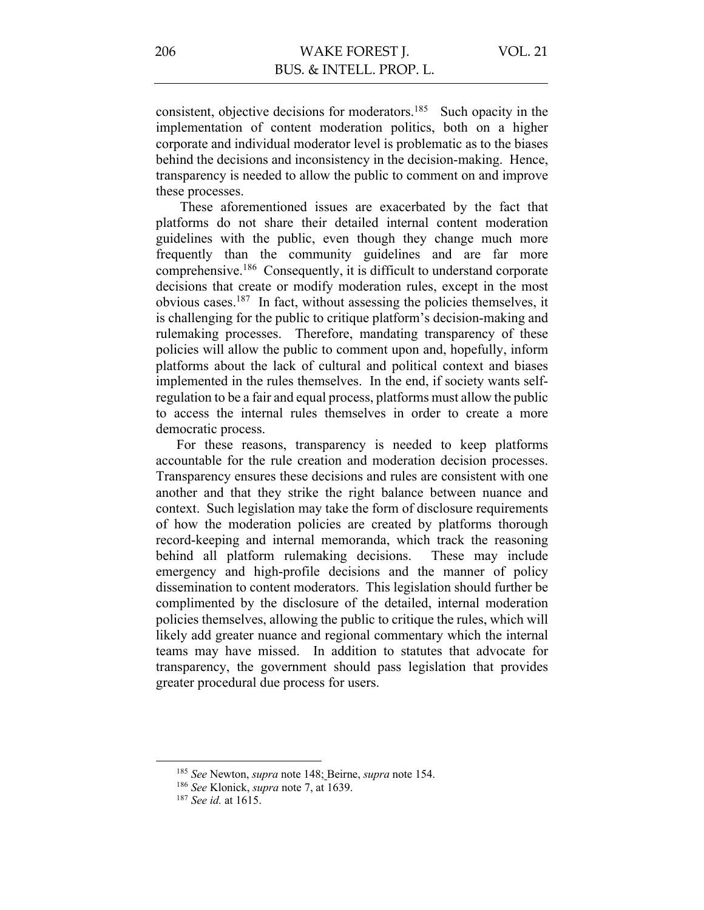consistent, objective decisions for moderators.[185] Such opacity in the implementation of content moderation politics, both on a higher corporate and individual moderator level is problematic as to the biases behind the decisions and inconsistency in the decision-making. Hence, transparency is needed to allow the public to comment on and improve these processes.

These aforementioned issues are exacerbated by the fact that platforms do not share their detailed internal content moderation guidelines with the public, even though they change much more frequently than the community guidelines and are far more comprehensive.[186] Consequently, it is difficult to understand corporate decisions that create or modify moderation rules, except in the most obvious cases.[187] In fact, without assessing the policies themselves, it is challenging for the public to critique platform's decision-making and rulemaking processes. Therefore, mandating transparency of these policies will allow the public to comment upon and, hopefully, inform platforms about the lack of cultural and political context and biases implemented in the rules themselves. In the end, if society wants self-regulation to be a fair and equal process, platforms must allow the public to access the internal rules themselves in order to create a more democratic process.

For these reasons, transparency is needed to keep platforms accountable for the rule creation and moderation decision processes. Transparency ensures these decisions and rules are consistent with one another and that they strike the right balance between nuance and context. Such legislation may take the form of disclosure requirements of how the moderation policies are created by platforms thorough record-keeping and internal memoranda, which track the reasoning behind all platform rulemaking decisions. These may include emergency and high-profile decisions and the manner of policy dissemination to content moderators. This legislation should further be complimented by the disclosure of the detailed, internal moderation policies themselves, allowing the public to critique the rules, which will likely add greater nuance and regional commentary which the internal teams may have missed. In addition to statutes that advocate for transparency, the government should pass legislation that provides greater procedural due process for users.

---

[185] *See* Newton, *supra* note 148; Beirne, *supra* note 154.

[186] *See* Klonick, *supra* note 7, at 1639.

[187] *See id.* at 1615.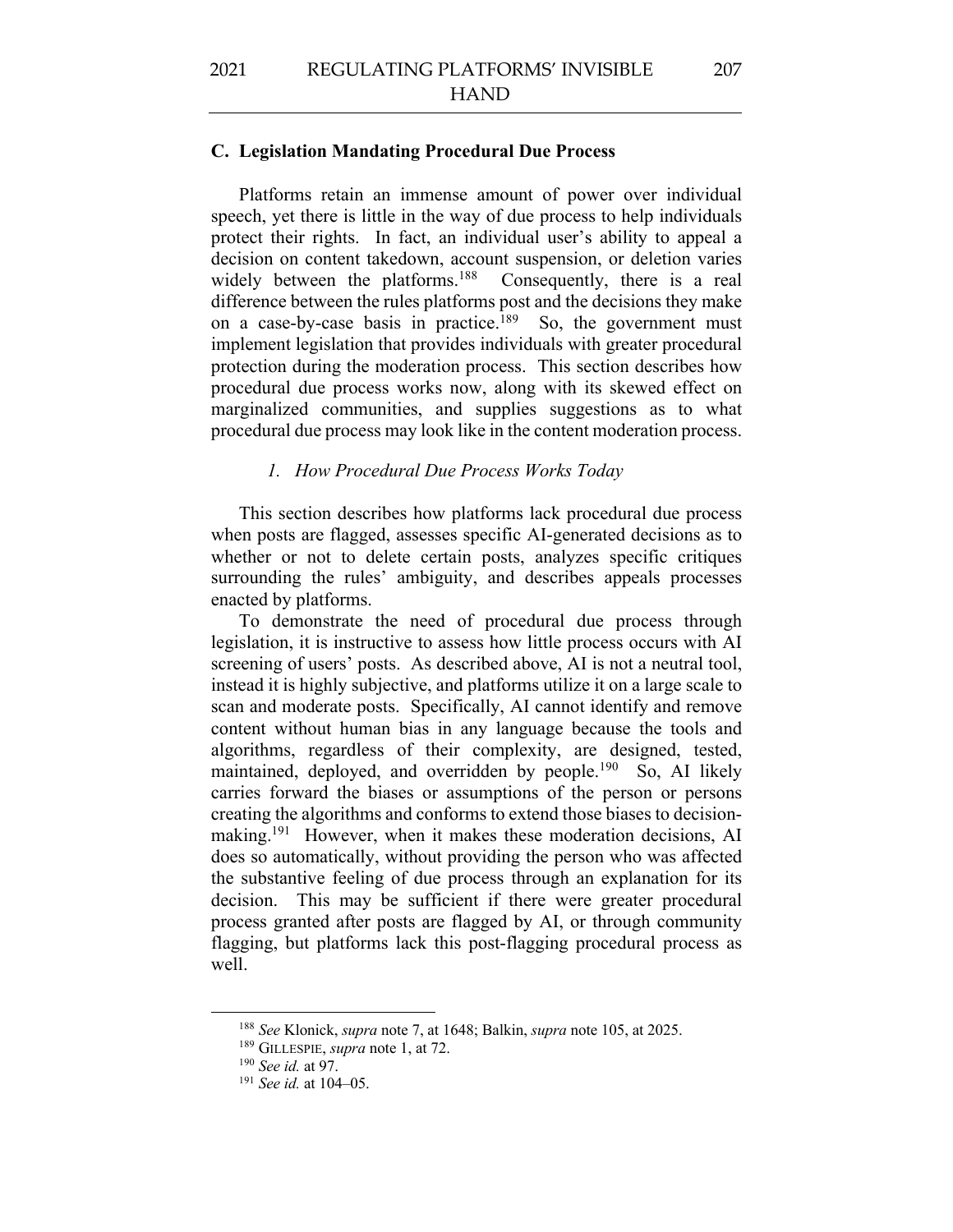### C. Legislation Mandating Procedural Due Process

Platforms retain an immense amount of power over individual speech, yet there is little in the way of due process to help individuals protect their rights. In fact, an individual user's ability to appeal a decision on content takedown, account suspension, or deletion varies widely between the platforms.[188] Consequently, there is a real difference between the rules platforms post and the decisions they make on a case-by-case basis in practice.[189] So, the government must implement legislation that provides individuals with greater procedural protection during the moderation process. This section describes how procedural due process works now, along with its skewed effect on marginalized communities, and supplies suggestions as to what procedural due process may look like in the content moderation process.

#### *1. How Procedural Due Process Works Today*

This section describes how platforms lack procedural due process when posts are flagged, assesses specific AI-generated decisions as to whether or not to delete certain posts, analyzes specific critiques surrounding the rules' ambiguity, and describes appeals processes enacted by platforms.

To demonstrate the need of procedural due process through legislation, it is instructive to assess how little process occurs with AI screening of users' posts. As described above, AI is not a neutral tool, instead it is highly subjective, and platforms utilize it on a large scale to scan and moderate posts. Specifically, AI cannot identify and remove content without human bias in any language because the tools and algorithms, regardless of their complexity, are designed, tested, maintained, deployed, and overridden by people.[190] So, AI likely carries forward the biases or assumptions of the person or persons creating the algorithms and conforms to extend those biases to decision-making.[191] However, when it makes these moderation decisions, AI does so automatically, without providing the person who was affected the substantive feeling of due process through an explanation for its decision. This may be sufficient if there were greater procedural process granted after posts are flagged by AI, or through community flagging, but platforms lack this post-flagging procedural process as well.

---

[188] *See* Klonick, *supra* note 7, at 1648; Balkin, *supra* note 105, at 2025.

[189] GILLESPIE, *supra* note 1, at 72.

[190] *See id.* at 97.

[191] *See id.* at 104–05.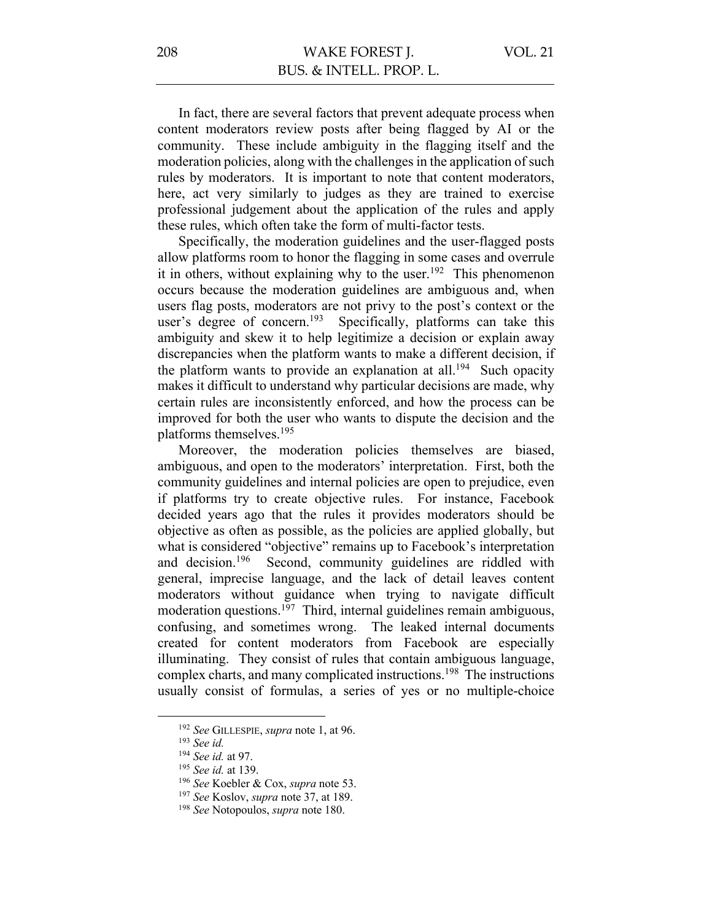In fact, there are several factors that prevent adequate process when content moderators review posts after being flagged by AI or the community. These include ambiguity in the flagging itself and the moderation policies, along with the challenges in the application of such rules by moderators. It is important to note that content moderators, here, act very similarly to judges as they are trained to exercise professional judgement about the application of the rules and apply these rules, which often take the form of multi-factor tests.

Specifically, the moderation guidelines and the user-flagged posts allow platforms room to honor the flagging in some cases and overrule it in others, without explaining why to the user.[192] This phenomenon occurs because the moderation guidelines are ambiguous and, when users flag posts, moderators are not privy to the post's context or the user's degree of concern.[193] Specifically, platforms can take this ambiguity and skew it to help legitimize a decision or explain away discrepancies when the platform wants to make a different decision, if the platform wants to provide an explanation at all.[194] Such opacity makes it difficult to understand why particular decisions are made, why certain rules are inconsistently enforced, and how the process can be improved for both the user who wants to dispute the decision and the platforms themselves.[195]

Moreover, the moderation policies themselves are biased, ambiguous, and open to the moderators' interpretation. First, both the community guidelines and internal policies are open to prejudice, even if platforms try to create objective rules. For instance, Facebook decided years ago that the rules it provides moderators should be objective as often as possible, as the policies are applied globally, but what is considered "objective" remains up to Facebook's interpretation and decision.[196] Second, community guidelines are riddled with general, imprecise language, and the lack of detail leaves content moderators without guidance when trying to navigate difficult moderation questions.[197] Third, internal guidelines remain ambiguous, confusing, and sometimes wrong. The leaked internal documents created for content moderators from Facebook are especially illuminating. They consist of rules that contain ambiguous language, complex charts, and many complicated instructions.[198] The instructions usually consist of formulas, a series of yes or no multiple-choice

---

[192] *See* GILLESPIE, *supra* note 1, at 96.

[193] *See id.*

[194] *See id.* at 97.

[195] *See id.* at 139.

[196] *See* Koebler & Cox, *supra* note 53.

[197] *See* Koslov, *supra* note 37, at 189.

[198] *See* Notopoulos, *supra* note 180.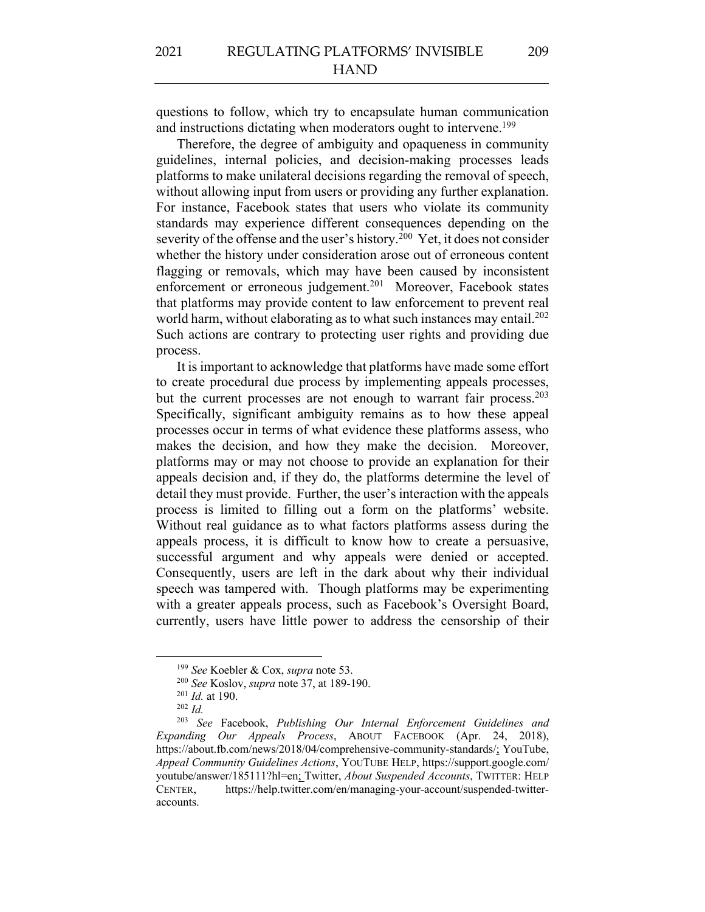questions to follow, which try to encapsulate human communication and instructions dictating when moderators ought to intervene.[199]

Therefore, the degree of ambiguity and opaqueness in community guidelines, internal policies, and decision-making processes leads platforms to make unilateral decisions regarding the removal of speech, without allowing input from users or providing any further explanation. For instance, Facebook states that users who violate its community standards may experience different consequences depending on the severity of the offense and the user's history.[200] Yet, it does not consider whether the history under consideration arose out of erroneous content flagging or removals, which may have been caused by inconsistent enforcement or erroneous judgement.[201] Moreover, Facebook states that platforms may provide content to law enforcement to prevent real world harm, without elaborating as to what such instances may entail.[202] Such actions are contrary to protecting user rights and providing due process.

It is important to acknowledge that platforms have made some effort to create procedural due process by implementing appeals processes, but the current processes are not enough to warrant fair process.[203] Specifically, significant ambiguity remains as to how these appeal processes occur in terms of what evidence these platforms assess, who makes the decision, and how they make the decision. Moreover, platforms may or may not choose to provide an explanation for their appeals decision and, if they do, the platforms determine the level of detail they must provide. Further, the user's interaction with the appeals process is limited to filling out a form on the platforms' website. Without real guidance as to what factors platforms assess during the appeals process, it is difficult to know how to create a persuasive, successful argument and why appeals were denied or accepted. Consequently, users are left in the dark about why their individual speech was tampered with. Though platforms may be experimenting with a greater appeals process, such as Facebook's Oversight Board, currently, users have little power to address the censorship of their

---

[199] *See* Koebler & Cox, *supra* note 53.

[200] *See* Koslov, *supra* note 37, at 189-190.

[201] *Id.* at 190.

[202] *Id.*

[203] *See* Facebook, *Publishing Our Internal Enforcement Guidelines and Expanding Our Appeals Process*, ABOUT FACEBOOK (Apr. 24, 2018), https://about.fb.com/news/2018/04/comprehensive-community-standards/; YouTube, *Appeal Community Guidelines Actions*, YOUTUBE HELP, https://support.google.com/youtube/answer/185111?hl=en; Twitter, *About Suspended Accounts*, TWITTER: HELP CENTER, https://help.twitter.com/en/managing-your-account/suspended-twitter-accounts.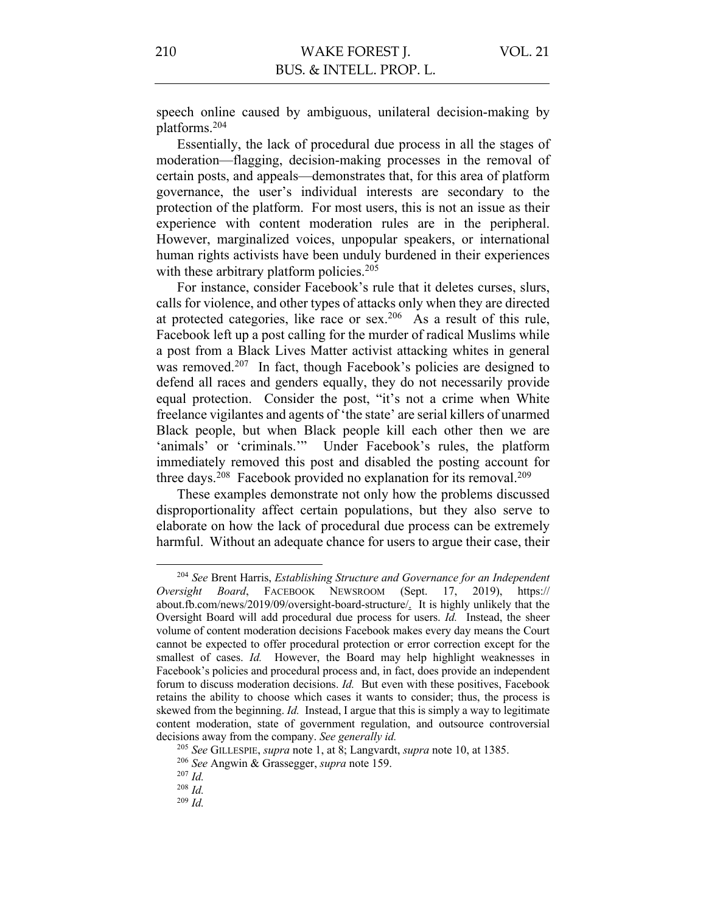speech online caused by ambiguous, unilateral decision-making by platforms.[204]

Essentially, the lack of procedural due process in all the stages of moderation—flagging, decision-making processes in the removal of certain posts, and appeals—demonstrates that, for this area of platform governance, the user's individual interests are secondary to the protection of the platform. For most users, this is not an issue as their experience with content moderation rules are in the peripheral. However, marginalized voices, unpopular speakers, or international human rights activists have been unduly burdened in their experiences with these arbitrary platform policies.[205]

For instance, consider Facebook's rule that it deletes curses, slurs, calls for violence, and other types of attacks only when they are directed at protected categories, like race or sex.[206] As a result of this rule, Facebook left up a post calling for the murder of radical Muslims while a post from a Black Lives Matter activist attacking whites in general was removed.[207] In fact, though Facebook's policies are designed to defend all races and genders equally, they do not necessarily provide equal protection. Consider the post, "it's not a crime when White freelance vigilantes and agents of 'the state' are serial killers of unarmed Black people, but when Black people kill each other then we are 'animals' or 'criminals.'" Under Facebook's rules, the platform immediately removed this post and disabled the posting account for three days.[208] Facebook provided no explanation for its removal.[209]

These examples demonstrate not only how the problems discussed disproportionality affect certain populations, but they also serve to elaborate on how the lack of procedural due process can be extremely harmful. Without an adequate chance for users to argue their case, their

---

[204] *See* Brent Harris, *Establishing Structure and Governance for an Independent Oversight Board*, FACEBOOK NEWSROOM (Sept. 17, 2019), https://about.fb.com/news/2019/09/oversight-board-structure/. It is highly unlikely that the Oversight Board will add procedural due process for users. *Id.* Instead, the sheer volume of content moderation decisions Facebook makes every day means the Court cannot be expected to offer procedural protection or error correction except for the smallest of cases. *Id.* However, the Board may help highlight weaknesses in Facebook's policies and procedural process and, in fact, does provide an independent forum to discuss moderation decisions. *Id.* But even with these positives, Facebook retains the ability to choose which cases it wants to consider; thus, the process is skewed from the beginning. *Id.* Instead, I argue that this is simply a way to legitimate content moderation, state of government regulation, and outsource controversial decisions away from the company. *See generally id.*

[205] *See* GILLESPIE, *supra* note 1, at 8; Langvardt, *supra* note 10, at 1385.

[206] *See* Angwin & Grassegger, *supra* note 159.

[207] *Id.*

[208] *Id.*

[209] *Id.*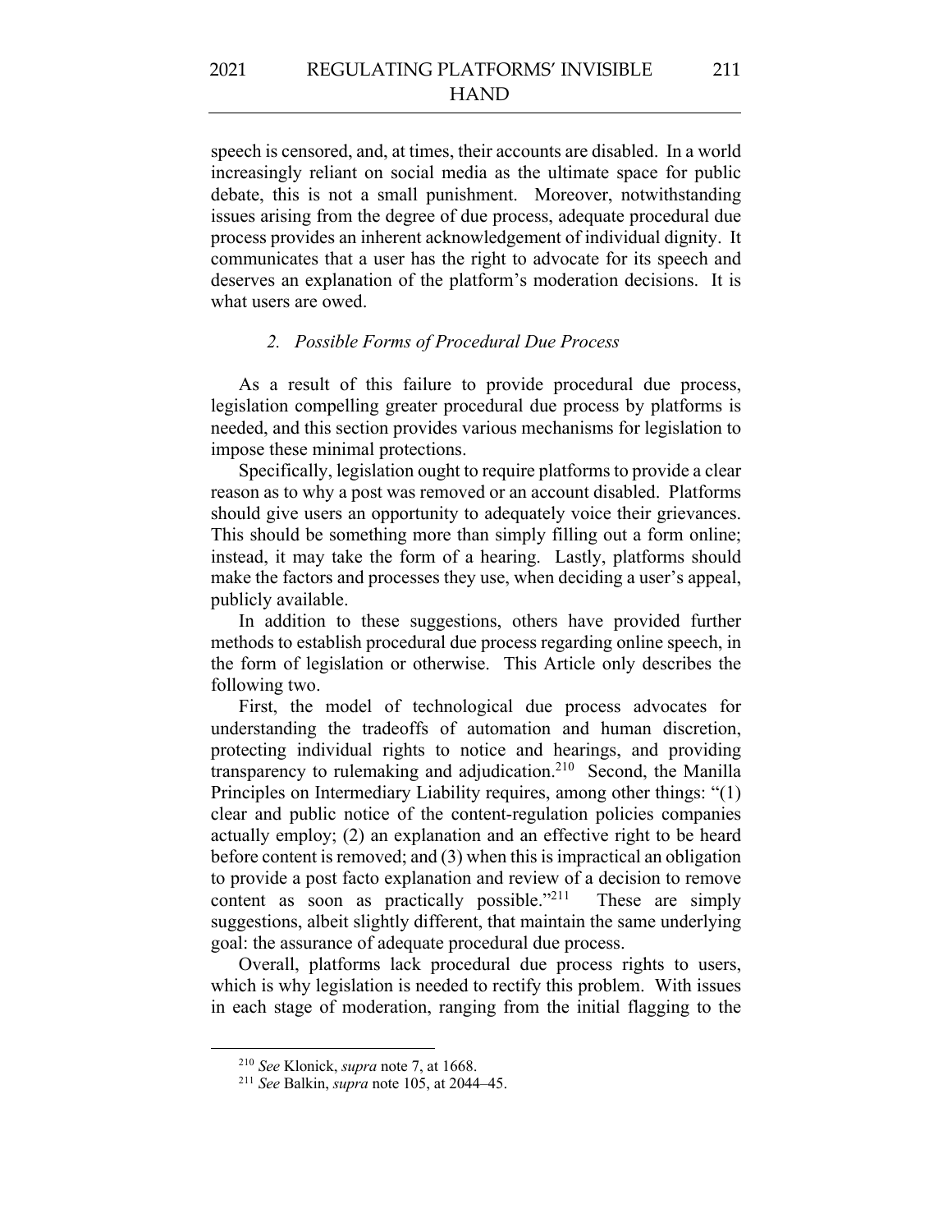speech is censored, and, at times, their accounts are disabled. In a world increasingly reliant on social media as the ultimate space for public debate, this is not a small punishment. Moreover, notwithstanding issues arising from the degree of due process, adequate procedural due process provides an inherent acknowledgement of individual dignity. It communicates that a user has the right to advocate for its speech and deserves an explanation of the platform's moderation decisions. It is what users are owed.

### *2. Possible Forms of Procedural Due Process*

As a result of this failure to provide procedural due process, legislation compelling greater procedural due process by platforms is needed, and this section provides various mechanisms for legislation to impose these minimal protections.

Specifically, legislation ought to require platforms to provide a clear reason as to why a post was removed or an account disabled. Platforms should give users an opportunity to adequately voice their grievances. This should be something more than simply filling out a form online; instead, it may take the form of a hearing. Lastly, platforms should make the factors and processes they use, when deciding a user's appeal, publicly available.

In addition to these suggestions, others have provided further methods to establish procedural due process regarding online speech, in the form of legislation or otherwise. This Article only describes the following two.

First, the model of technological due process advocates for understanding the tradeoffs of automation and human discretion, protecting individual rights to notice and hearings, and providing transparency to rulemaking and adjudication.[210] Second, the Manilla Principles on Intermediary Liability requires, among other things: "(1) clear and public notice of the content-regulation policies companies actually employ; (2) an explanation and an effective right to be heard before content is removed; and (3) when this is impractical an obligation to provide a post facto explanation and review of a decision to remove content as soon as practically possible."[211] These are simply suggestions, albeit slightly different, that maintain the same underlying goal: the assurance of adequate procedural due process.

Overall, platforms lack procedural due process rights to users, which is why legislation is needed to rectify this problem. With issues in each stage of moderation, ranging from the initial flagging to the

---

[210] *See* Klonick, *supra* note 7, at 1668.

[211] *See* Balkin, *supra* note 105, at 2044–45.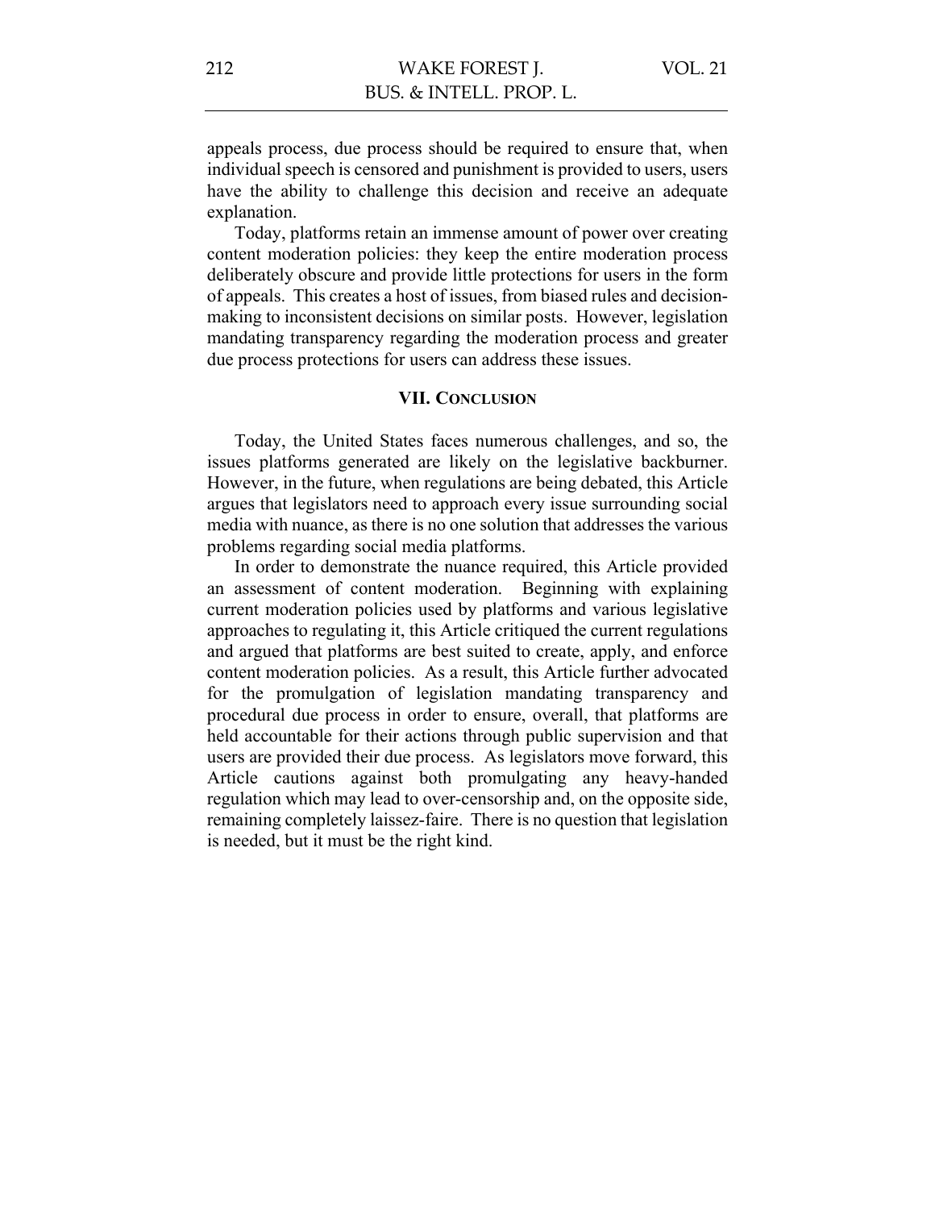appeals process, due process should be required to ensure that, when individual speech is censored and punishment is provided to users, users have the ability to challenge this decision and receive an adequate explanation.

Today, platforms retain an immense amount of power over creating content moderation policies: they keep the entire moderation process deliberately obscure and provide little protections for users in the form of appeals. This creates a host of issues, from biased rules and decision-making to inconsistent decisions on similar posts. However, legislation mandating transparency regarding the moderation process and greater due process protections for users can address these issues.

## VII. CONCLUSION

Today, the United States faces numerous challenges, and so, the issues platforms generated are likely on the legislative backburner. However, in the future, when regulations are being debated, this Article argues that legislators need to approach every issue surrounding social media with nuance, as there is no one solution that addresses the various problems regarding social media platforms.

In order to demonstrate the nuance required, this Article provided an assessment of content moderation. Beginning with explaining current moderation policies used by platforms and various legislative approaches to regulating it, this Article critiqued the current regulations and argued that platforms are best suited to create, apply, and enforce content moderation policies. As a result, this Article further advocated for the promulgation of legislation mandating transparency and procedural due process in order to ensure, overall, that platforms are held accountable for their actions through public supervision and that users are provided their due process. As legislators move forward, this Article cautions against both promulgating any heavy-handed regulation which may lead to over-censorship and, on the opposite side, remaining completely laissez-faire. There is no question that legislation is needed, but it must be the right kind.